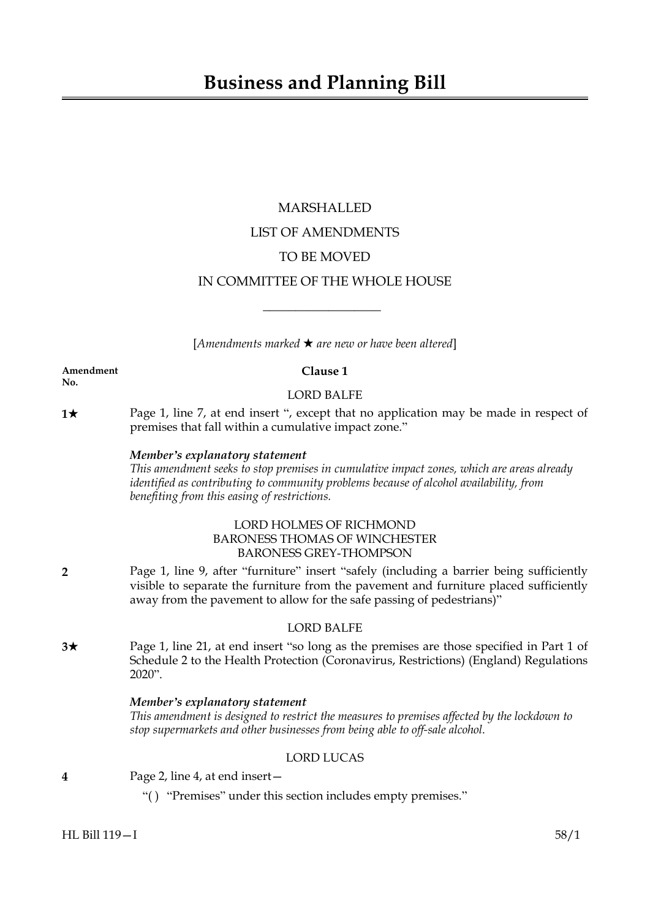# Business and Planning Bill

MARSHALLED

LIST OF AMENDMENTS

TO BE MOVED

IN COMMITTEE OF THE WHOLE HOUSE

[*Amendments marked ★ are new or have been altered*]

**Amendment No.**

**Clause 1**

LORD BALFE

**1★** Page 1, line 7, at end insert ", except that no application may be made in respect of premises that fall within a cumulative impact zone."

***Member's explanatory statement***

*This amendment seeks to stop premises in cumulative impact zones, which are areas already identified as contributing to community problems because of alcohol availability, from benefiting from this easing of restrictions.*

LORD HOLMES OF RICHMOND
BARONESS THOMAS OF WINCHESTER
BARONESS GREY-THOMPSON

**2** Page 1, line 9, after "furniture" insert "safely (including a barrier being sufficiently visible to separate the furniture from the pavement and furniture placed sufficiently away from the pavement to allow for the safe passing of pedestrians)"

LORD BALFE

**3★** Page 1, line 21, at end insert "so long as the premises are those specified in Part 1 of Schedule 2 to the Health Protection (Coronavirus, Restrictions) (England) Regulations 2020".

***Member's explanatory statement***

*This amendment is designed to restrict the measures to premises affected by the lockdown to stop supermarkets and other businesses from being able to off-sale alcohol.*

LORD LUCAS

**4** Page 2, line 4, at end insert—

"( ) "Premises" under this section includes empty premises."

HL Bill 119—I 58/1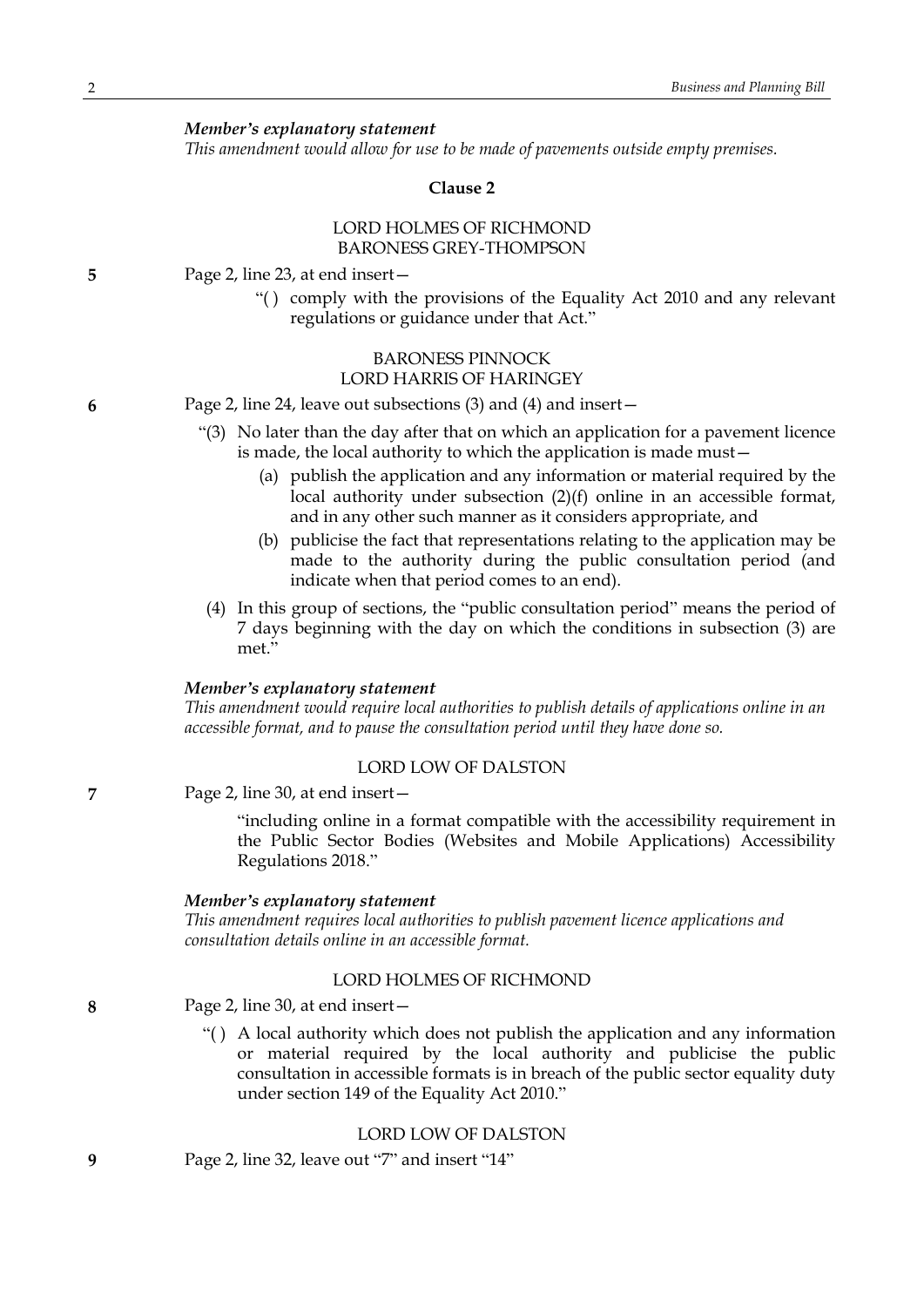*Member's explanatory statement*
*This amendment would allow for use to be made of pavements outside empty premises.*

### Clause 2

LORD HOLMES OF RICHMOND
BARONESS GREY-THOMPSON

**5** Page 2, line 23, at end insert—

> "( ) comply with the provisions of the Equality Act 2010 and any relevant regulations or guidance under that Act."

BARONESS PINNOCK
LORD HARRIS OF HARINGEY

**6** Page 2, line 24, leave out subsections (3) and (4) and insert—

> "(3) No later than the day after that on which an application for a pavement licence is made, the local authority to which the application is made must—
>
> (a) publish the application and any information or material required by the local authority under subsection (2)(f) online in an accessible format, and in any other such manner as it considers appropriate, and
>
> (b) publicise the fact that representations relating to the application may be made to the authority during the public consultation period (and indicate when that period comes to an end).
>
> (4) In this group of sections, the "public consultation period" means the period of 7 days beginning with the day on which the conditions in subsection (3) are met."

*Member's explanatory statement*
*This amendment would require local authorities to publish details of applications online in an accessible format, and to pause the consultation period until they have done so.*

LORD LOW OF DALSTON

**7** Page 2, line 30, at end insert—

> "including online in a format compatible with the accessibility requirement in the Public Sector Bodies (Websites and Mobile Applications) Accessibility Regulations 2018."

*Member's explanatory statement*
*This amendment requires local authorities to publish pavement licence applications and consultation details online in an accessible format.*

LORD HOLMES OF RICHMOND

**8** Page 2, line 30, at end insert—

> "( ) A local authority which does not publish the application and any information or material required by the local authority and publicise the public consultation in accessible formats is in breach of the public sector equality duty under section 149 of the Equality Act 2010."

LORD LOW OF DALSTON

**9** Page 2, line 32, leave out "7" and insert "14"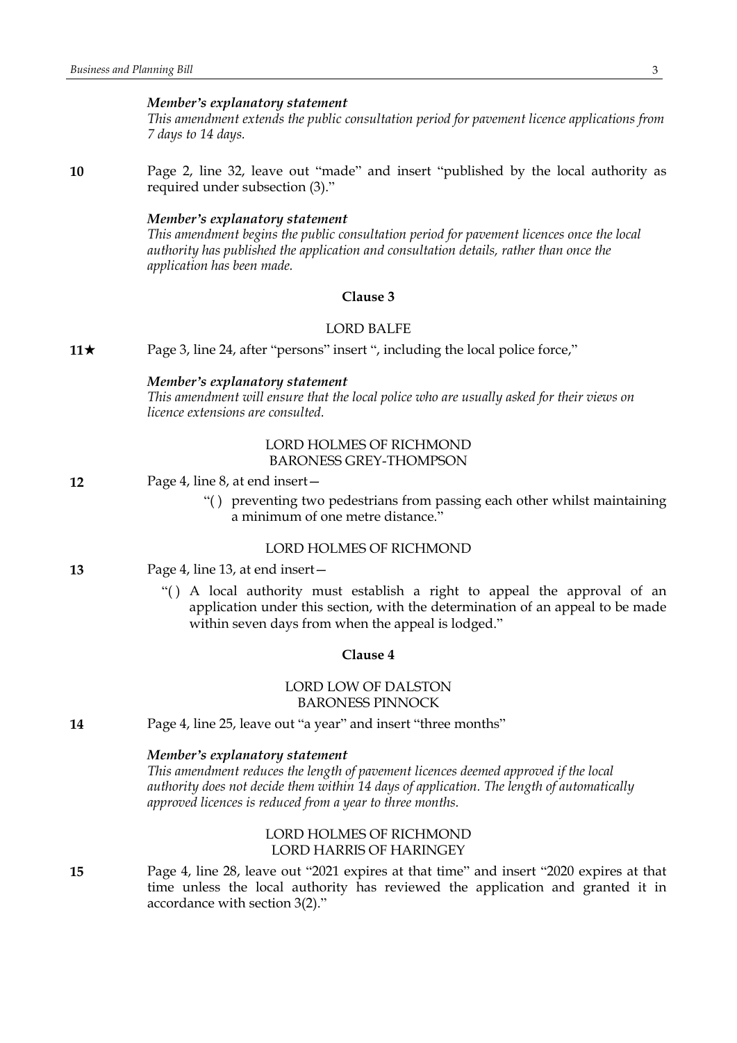*Member's explanatory statement*

*This amendment extends the public consultation period for pavement licence applications from 7 days to 14 days.*

**10** Page 2, line 32, leave out "made" and insert "published by the local authority as required under subsection (3)."

*Member's explanatory statement*

*This amendment begins the public consultation period for pavement licences once the local authority has published the application and consultation details, rather than once the application has been made.*

### Clause 3

LORD BALFE

**11★** Page 3, line 24, after "persons" insert ", including the local police force,"

*Member's explanatory statement*

*This amendment will ensure that the local police who are usually asked for their views on licence extensions are consulted.*

LORD HOLMES OF RICHMOND
BARONESS GREY-THOMPSON

**12** Page 4, line 8, at end insert—

"( ) preventing two pedestrians from passing each other whilst maintaining a minimum of one metre distance."

LORD HOLMES OF RICHMOND

**13** Page 4, line 13, at end insert—

"( ) A local authority must establish a right to appeal the approval of an application under this section, with the determination of an appeal to be made within seven days from when the appeal is lodged."

### Clause 4

LORD LOW OF DALSTON
BARONESS PINNOCK

**14** Page 4, line 25, leave out "a year" and insert "three months"

*Member's explanatory statement*

*This amendment reduces the length of pavement licences deemed approved if the local authority does not decide them within 14 days of application. The length of automatically approved licences is reduced from a year to three months.*

LORD HOLMES OF RICHMOND
LORD HARRIS OF HARINGEY

**15** Page 4, line 28, leave out "2021 expires at that time" and insert "2020 expires at that time unless the local authority has reviewed the application and granted it in accordance with section 3(2)."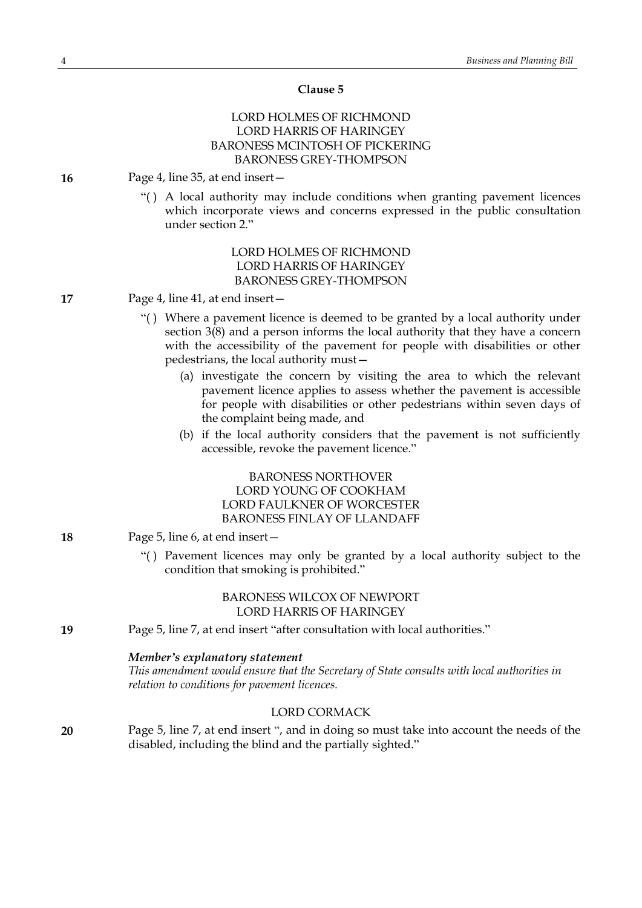## Clause 5

LORD HOLMES OF RICHMOND
LORD HARRIS OF HARINGEY
BARONESS MCINTOSH OF PICKERING
BARONESS GREY-THOMPSON

**16** Page 4, line 35, at end insert—

"( ) A local authority may include conditions when granting pavement licences which incorporate views and concerns expressed in the public consultation under section 2."

LORD HOLMES OF RICHMOND
LORD HARRIS OF HARINGEY
BARONESS GREY-THOMPSON

**17** Page 4, line 41, at end insert—

"( ) Where a pavement licence is deemed to be granted by a local authority under section 3(8) and a person informs the local authority that they have a concern with the accessibility of the pavement for people with disabilities or other pedestrians, the local authority must—

(a) investigate the concern by visiting the area to which the relevant pavement licence applies to assess whether the pavement is accessible for people with disabilities or other pedestrians within seven days of the complaint being made, and

(b) if the local authority considers that the pavement is not sufficiently accessible, revoke the pavement licence."

BARONESS NORTHOVER
LORD YOUNG OF COOKHAM
LORD FAULKNER OF WORCESTER
BARONESS FINLAY OF LLANDAFF

**18** Page 5, line 6, at end insert—

"( ) Pavement licences may only be granted by a local authority subject to the condition that smoking is prohibited."

BARONESS WILCOX OF NEWPORT
LORD HARRIS OF HARINGEY

**19** Page 5, line 7, at end insert "after consultation with local authorities."

***Member's explanatory statement***
*This amendment would ensure that the Secretary of State consults with local authorities in relation to conditions for pavement licences.*

LORD CORMACK

**20** Page 5, line 7, at end insert ", and in doing so must take into account the needs of the disabled, including the blind and the partially sighted."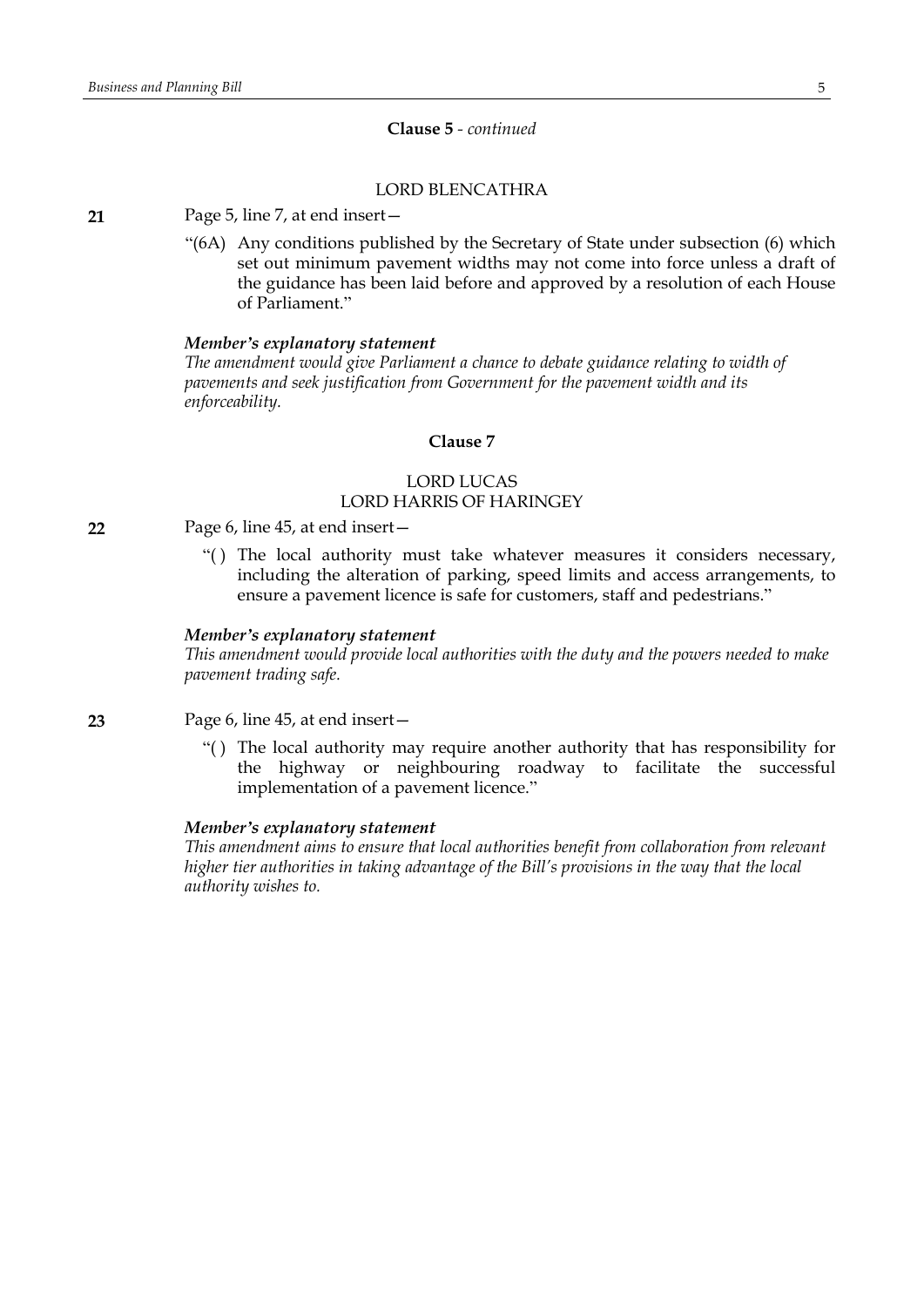**Clause 5** - *continued*

LORD BLENCATHRA

**21** Page 5, line 7, at end insert—

"(6A) Any conditions published by the Secretary of State under subsection (6) which set out minimum pavement widths may not come into force unless a draft of the guidance has been laid before and approved by a resolution of each House of Parliament."

***Member's explanatory statement***

*The amendment would give Parliament a chance to debate guidance relating to width of pavements and seek justification from Government for the pavement width and its enforceability.*

**Clause 7**

LORD LUCAS
LORD HARRIS OF HARINGEY

**22** Page 6, line 45, at end insert—

"( ) The local authority must take whatever measures it considers necessary, including the alteration of parking, speed limits and access arrangements, to ensure a pavement licence is safe for customers, staff and pedestrians."

***Member's explanatory statement***

*This amendment would provide local authorities with the duty and the powers needed to make pavement trading safe.*

**23** Page 6, line 45, at end insert—

"( ) The local authority may require another authority that has responsibility for the highway or neighbouring roadway to facilitate the successful implementation of a pavement licence."

***Member's explanatory statement***

*This amendment aims to ensure that local authorities benefit from collaboration from relevant higher tier authorities in taking advantage of the Bill's provisions in the way that the local authority wishes to.*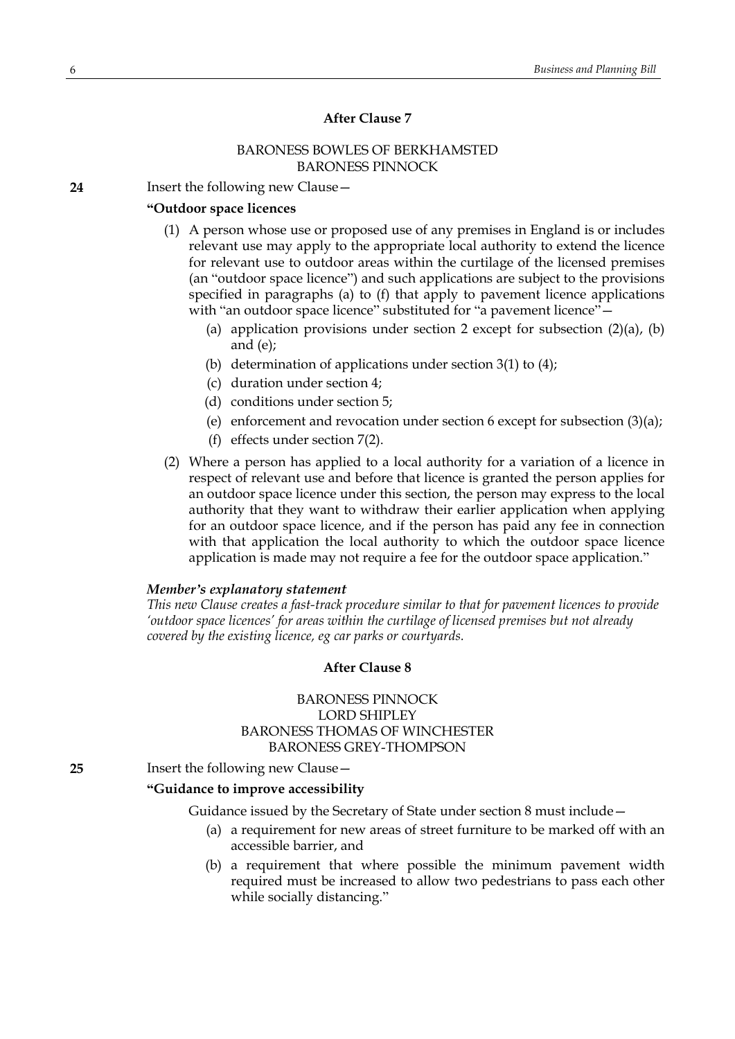### After Clause 7

BARONESS BOWLES OF BERKHAMSTED
BARONESS PINNOCK

**24** Insert the following new Clause—

**"Outdoor space licences**

(1) A person whose use or proposed use of any premises in England is or includes relevant use may apply to the appropriate local authority to extend the licence for relevant use to outdoor areas within the curtilage of the licensed premises (an "outdoor space licence") and such applications are subject to the provisions specified in paragraphs (a) to (f) that apply to pavement licence applications with "an outdoor space licence" substituted for "a pavement licence"—

  (a) application provisions under section 2 except for subsection (2)(a), (b) and (e);
  (b) determination of applications under section 3(1) to (4);
  (c) duration under section 4;
  (d) conditions under section 5;
  (e) enforcement and revocation under section 6 except for subsection (3)(a);
  (f) effects under section 7(2).

(2) Where a person has applied to a local authority for a variation of a licence in respect of relevant use and before that licence is granted the person applies for an outdoor space licence under this section, the person may express to the local authority that they want to withdraw their earlier application when applying for an outdoor space licence, and if the person has paid any fee in connection with that application the local authority to which the outdoor space licence application is made may not require a fee for the outdoor space application."

***Member's explanatory statement***
*This new Clause creates a fast-track procedure similar to that for pavement licences to provide 'outdoor space licences' for areas within the curtilage of licensed premises but not already covered by the existing licence, eg car parks or courtyards.*

### After Clause 8

BARONESS PINNOCK
LORD SHIPLEY
BARONESS THOMAS OF WINCHESTER
BARONESS GREY-THOMPSON

**25** Insert the following new Clause—

**"Guidance to improve accessibility**

Guidance issued by the Secretary of State under section 8 must include—

  (a) a requirement for new areas of street furniture to be marked off with an accessible barrier, and
  (b) a requirement that where possible the minimum pavement width required must be increased to allow two pedestrians to pass each other while socially distancing."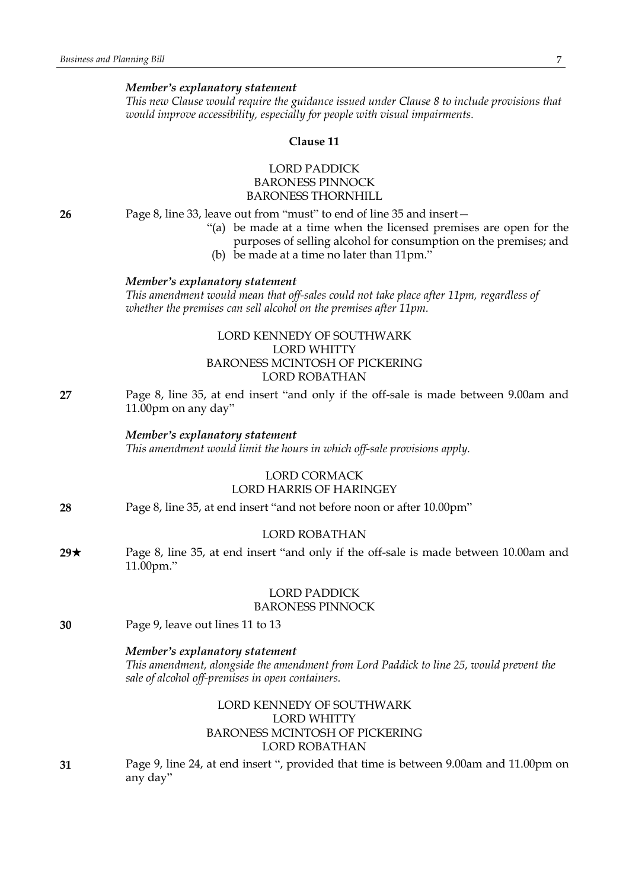*Member's explanatory statement*

*This new Clause would require the guidance issued under Clause 8 to include provisions that would improve accessibility, especially for people with visual impairments.*

### Clause 11

LORD PADDICK
BARONESS PINNOCK
BARONESS THORNHILL

**26** Page 8, line 33, leave out from "must" to end of line 35 and insert—

"(a) be made at a time when the licensed premises are open for the purposes of selling alcohol for consumption on the premises; and

(b) be made at a time no later than 11pm."

*Member's explanatory statement*

*This amendment would mean that off-sales could not take place after 11pm, regardless of whether the premises can sell alcohol on the premises after 11pm.*

LORD KENNEDY OF SOUTHWARK
LORD WHITTY
BARONESS MCINTOSH OF PICKERING
LORD ROBATHAN

**27** Page 8, line 35, at end insert "and only if the off-sale is made between 9.00am and 11.00pm on any day"

*Member's explanatory statement*

*This amendment would limit the hours in which off-sale provisions apply.*

LORD CORMACK
LORD HARRIS OF HARINGEY

**28** Page 8, line 35, at end insert "and not before noon or after 10.00pm"

LORD ROBATHAN

**29★** Page 8, line 35, at end insert "and only if the off-sale is made between 10.00am and 11.00pm."

LORD PADDICK
BARONESS PINNOCK

**30** Page 9, leave out lines 11 to 13

*Member's explanatory statement*

*This amendment, alongside the amendment from Lord Paddick to line 25, would prevent the sale of alcohol off-premises in open containers.*

LORD KENNEDY OF SOUTHWARK
LORD WHITTY
BARONESS MCINTOSH OF PICKERING
LORD ROBATHAN

**31** Page 9, line 24, at end insert ", provided that time is between 9.00am and 11.00pm on any day"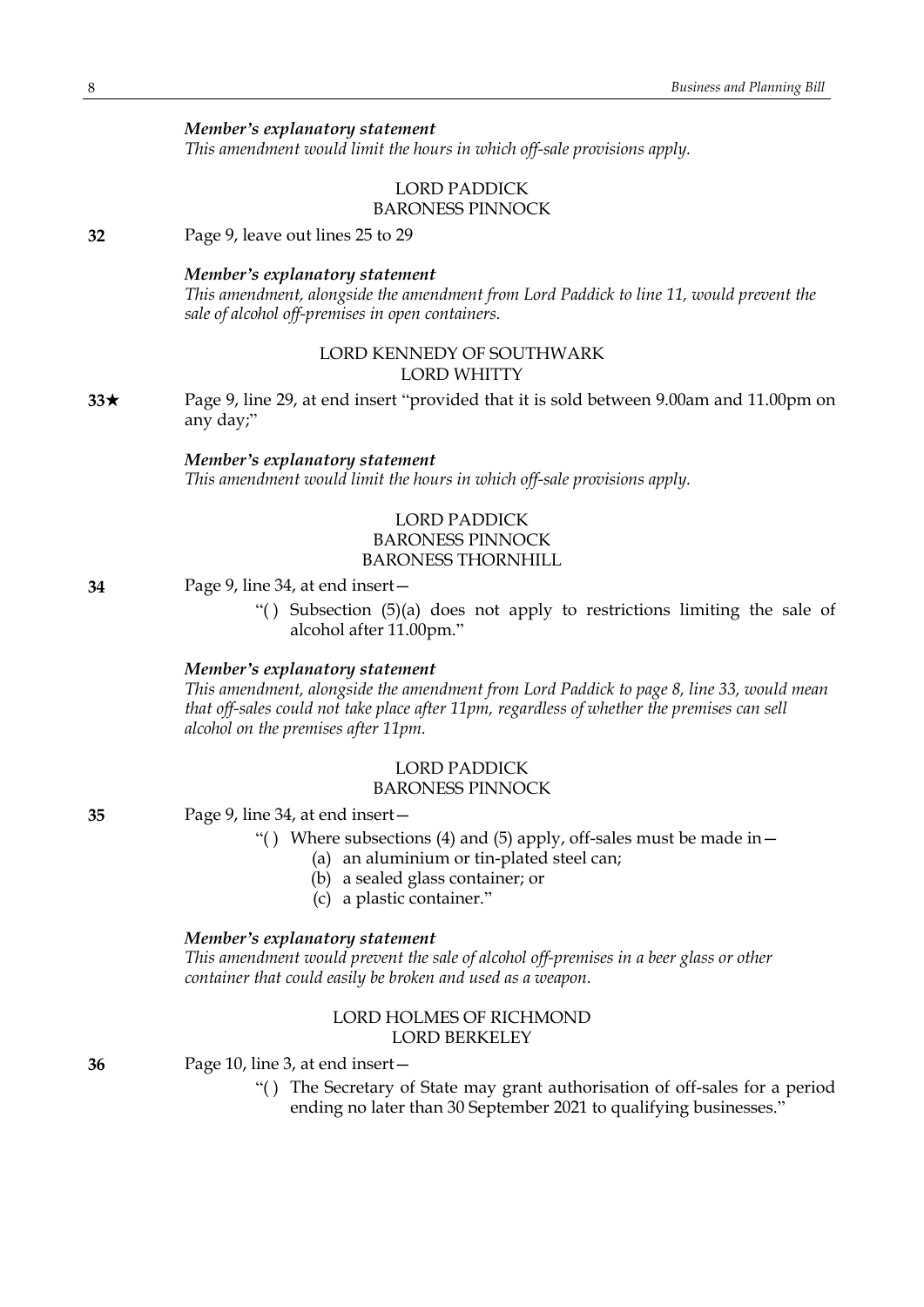***Member's explanatory statement***
*This amendment would limit the hours in which off-sale provisions apply.*

LORD PADDICK
BARONESS PINNOCK

**32** Page 9, leave out lines 25 to 29

***Member's explanatory statement***
*This amendment, alongside the amendment from Lord Paddick to line 11, would prevent the sale of alcohol off-premises in open containers.*

LORD KENNEDY OF SOUTHWARK
LORD WHITTY

**33★** Page 9, line 29, at end insert "provided that it is sold between 9.00am and 11.00pm on any day;"

***Member's explanatory statement***
*This amendment would limit the hours in which off-sale provisions apply.*

LORD PADDICK
BARONESS PINNOCK
BARONESS THORNHILL

**34** Page 9, line 34, at end insert—

"( ) Subsection (5)(a) does not apply to restrictions limiting the sale of alcohol after 11.00pm."

***Member's explanatory statement***
*This amendment, alongside the amendment from Lord Paddick to page 8, line 33, would mean that off-sales could not take place after 11pm, regardless of whether the premises can sell alcohol on the premises after 11pm.*

LORD PADDICK
BARONESS PINNOCK

**35** Page 9, line 34, at end insert—

"( ) Where subsections (4) and (5) apply, off-sales must be made in—
(a) an aluminium or tin-plated steel can;
(b) a sealed glass container; or
(c) a plastic container."

***Member's explanatory statement***
*This amendment would prevent the sale of alcohol off-premises in a beer glass or other container that could easily be broken and used as a weapon.*

LORD HOLMES OF RICHMOND
LORD BERKELEY

**36** Page 10, line 3, at end insert—

"( ) The Secretary of State may grant authorisation of off-sales for a period ending no later than 30 September 2021 to qualifying businesses."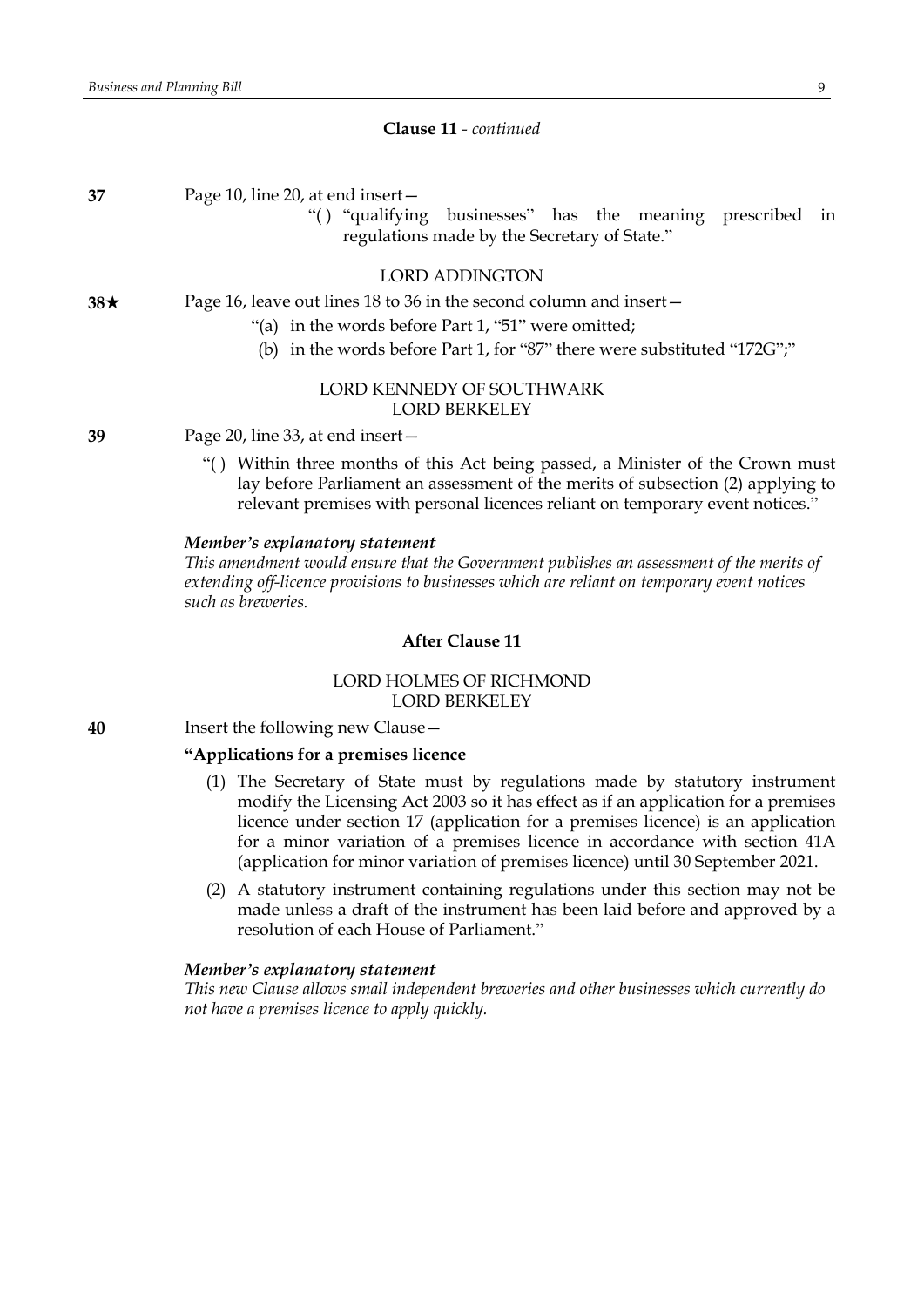**Clause 11** - *continued*

**37** Page 10, line 20, at end insert—

"( ) "qualifying businesses" has the meaning prescribed in regulations made by the Secretary of State."

LORD ADDINGTON

**38★** Page 16, leave out lines 18 to 36 in the second column and insert—

"(a) in the words before Part 1, "51" were omitted;

(b) in the words before Part 1, for "87" there were substituted "172G";"

LORD KENNEDY OF SOUTHWARK
LORD BERKELEY

**39** Page 20, line 33, at end insert—

"( ) Within three months of this Act being passed, a Minister of the Crown must lay before Parliament an assessment of the merits of subsection (2) applying to relevant premises with personal licences reliant on temporary event notices."

***Member's explanatory statement***
*This amendment would ensure that the Government publishes an assessment of the merits of extending off-licence provisions to businesses which are reliant on temporary event notices such as breweries.*

**After Clause 11**

LORD HOLMES OF RICHMOND
LORD BERKELEY

**40** Insert the following new Clause—

**"Applications for a premises licence**

(1) The Secretary of State must by regulations made by statutory instrument modify the Licensing Act 2003 so it has effect as if an application for a premises licence under section 17 (application for a premises licence) is an application for a minor variation of a premises licence in accordance with section 41A (application for minor variation of premises licence) until 30 September 2021.

(2) A statutory instrument containing regulations under this section may not be made unless a draft of the instrument has been laid before and approved by a resolution of each House of Parliament."

***Member's explanatory statement***
*This new Clause allows small independent breweries and other businesses which currently do not have a premises licence to apply quickly.*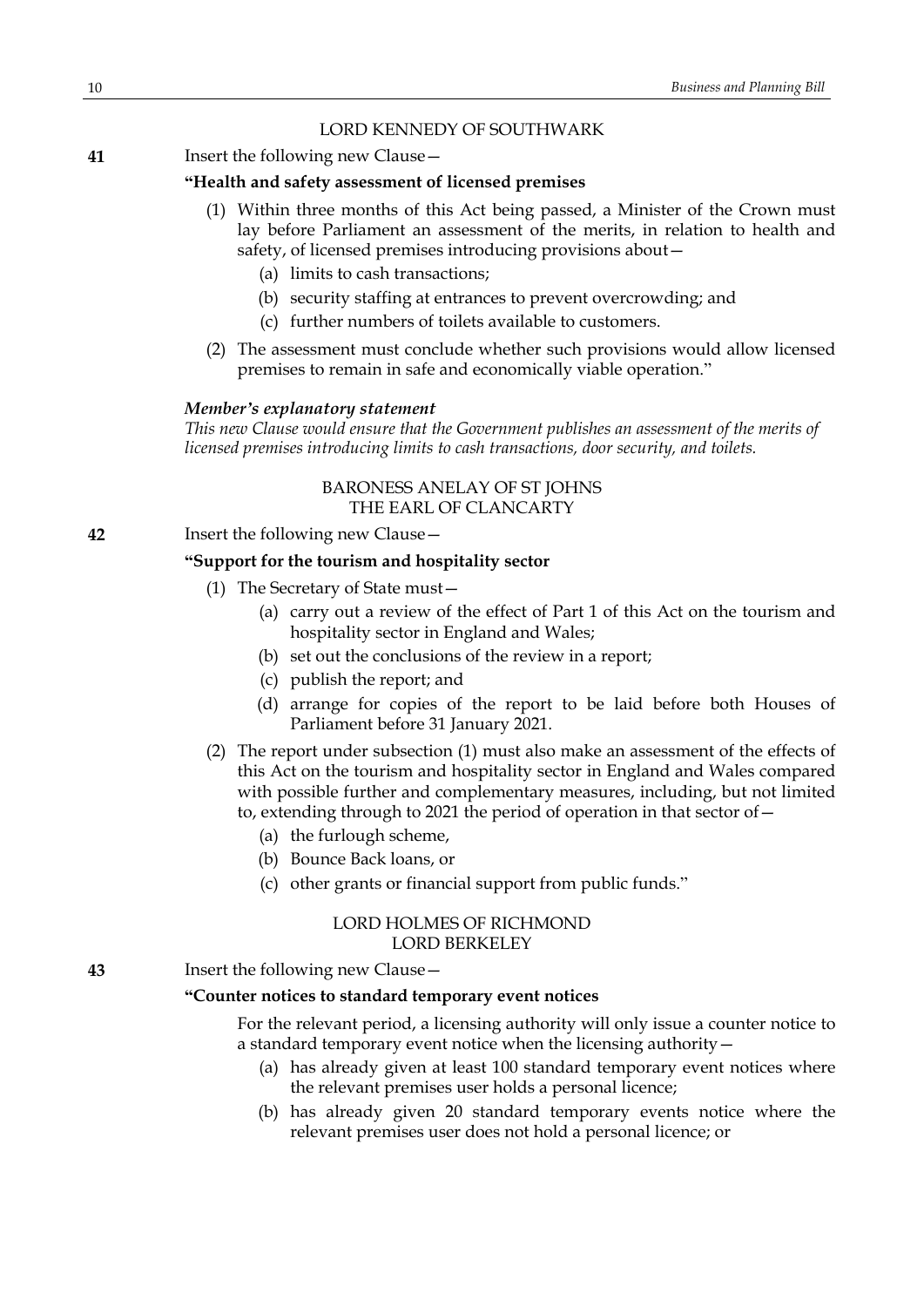LORD KENNEDY OF SOUTHWARK

**41** Insert the following new Clause—

**"Health and safety assessment of licensed premises**

(1) Within three months of this Act being passed, a Minister of the Crown must lay before Parliament an assessment of the merits, in relation to health and safety, of licensed premises introducing provisions about—

(a) limits to cash transactions;

(b) security staffing at entrances to prevent overcrowding; and

(c) further numbers of toilets available to customers.

(2) The assessment must conclude whether such provisions would allow licensed premises to remain in safe and economically viable operation."

***Member's explanatory statement***

*This new Clause would ensure that the Government publishes an assessment of the merits of licensed premises introducing limits to cash transactions, door security, and toilets.*

BARONESS ANELAY OF ST JOHNS
THE EARL OF CLANCARTY

**42** Insert the following new Clause—

**"Support for the tourism and hospitality sector**

(1) The Secretary of State must—

(a) carry out a review of the effect of Part 1 of this Act on the tourism and hospitality sector in England and Wales;

(b) set out the conclusions of the review in a report;

(c) publish the report; and

(d) arrange for copies of the report to be laid before both Houses of Parliament before 31 January 2021.

(2) The report under subsection (1) must also make an assessment of the effects of this Act on the tourism and hospitality sector in England and Wales compared with possible further and complementary measures, including, but not limited to, extending through to 2021 the period of operation in that sector of—

(a) the furlough scheme,

(b) Bounce Back loans, or

(c) other grants or financial support from public funds."

LORD HOLMES OF RICHMOND
LORD BERKELEY

**43** Insert the following new Clause—

**"Counter notices to standard temporary event notices**

For the relevant period, a licensing authority will only issue a counter notice to a standard temporary event notice when the licensing authority—

(a) has already given at least 100 standard temporary event notices where the relevant premises user holds a personal licence;

(b) has already given 20 standard temporary events notice where the relevant premises user does not hold a personal licence; or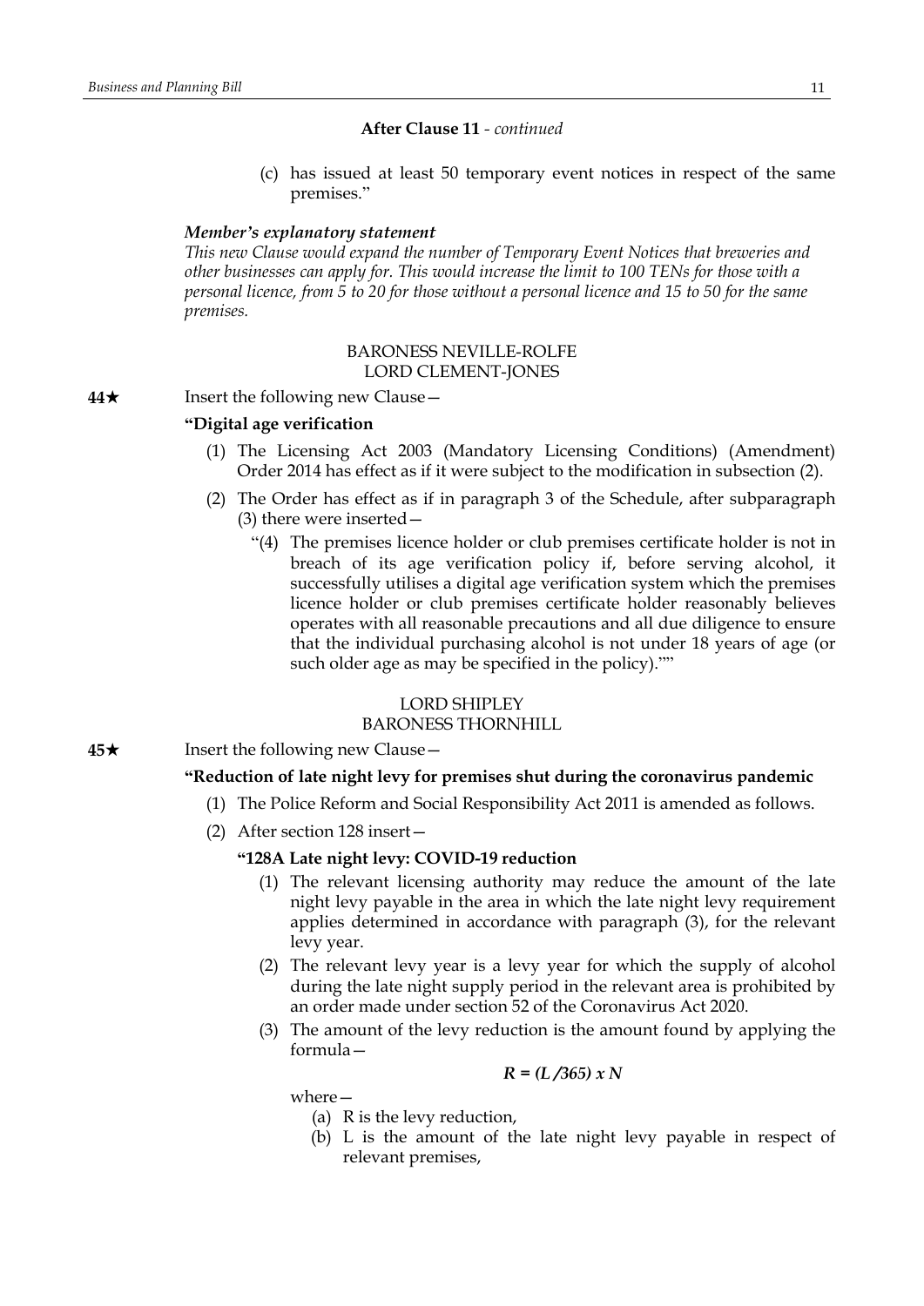**After Clause 11** - *continued*

(c) has issued at least 50 temporary event notices in respect of the same premises."

***Member's explanatory statement***

*This new Clause would expand the number of Temporary Event Notices that breweries and other businesses can apply for. This would increase the limit to 100 TENs for those with a personal licence, from 5 to 20 for those without a personal licence and 15 to 50 for the same premises.*

BARONESS NEVILLE-ROLFE
LORD CLEMENT-JONES

**44★** Insert the following new Clause—

**"Digital age verification**

(1) The Licensing Act 2003 (Mandatory Licensing Conditions) (Amendment) Order 2014 has effect as if it were subject to the modification in subsection (2).

(2) The Order has effect as if in paragraph 3 of the Schedule, after subparagraph (3) there were inserted—

"(4) The premises licence holder or club premises certificate holder is not in breach of its age verification policy if, before serving alcohol, it successfully utilises a digital age verification system which the premises licence holder or club premises certificate holder reasonably believes operates with all reasonable precautions and all due diligence to ensure that the individual purchasing alcohol is not under 18 years of age (or such older age as may be specified in the policy).""

LORD SHIPLEY
BARONESS THORNHILL

**45★** Insert the following new Clause—

**"Reduction of late night levy for premises shut during the coronavirus pandemic**

(1) The Police Reform and Social Responsibility Act 2011 is amended as follows.

(2) After section 128 insert—

**"128A Late night levy: COVID-19 reduction**

(1) The relevant licensing authority may reduce the amount of the late night levy payable in the area in which the late night levy requirement applies determined in accordance with paragraph (3), for the relevant levy year.

(2) The relevant levy year is a levy year for which the supply of alcohol during the late night supply period in the relevant area is prohibited by an order made under section 52 of the Coronavirus Act 2020.

(3) The amount of the levy reduction is the amount found by applying the formula—

$$R = (L / 365) \times N$$

where—

(a) R is the levy reduction,

(b) L is the amount of the late night levy payable in respect of relevant premises,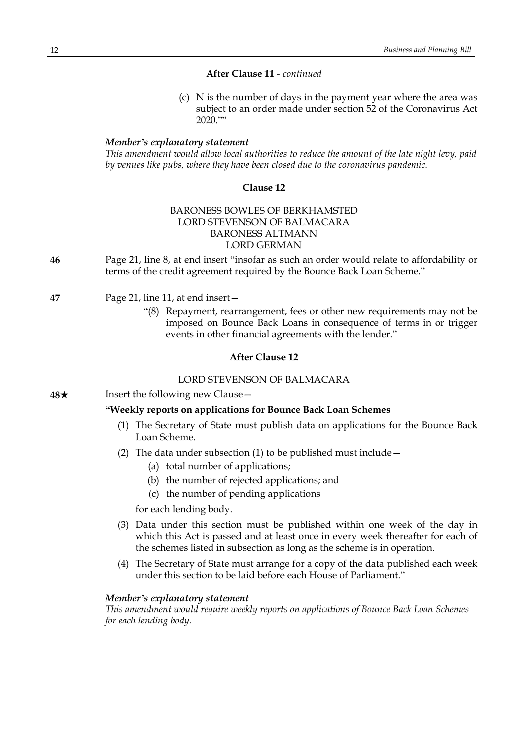**After Clause 11** - *continued*

(c) N is the number of days in the payment year where the area was subject to an order made under section 52 of the Coronavirus Act 2020.""

***Member's explanatory statement***

*This amendment would allow local authorities to reduce the amount of the late night levy, paid by venues like pubs, where they have been closed due to the coronavirus pandemic.*

**Clause 12**

BARONESS BOWLES OF BERKHAMSTED
LORD STEVENSON OF BALMACARA
BARONESS ALTMANN
LORD GERMAN

**46** Page 21, line 8, at end insert "insofar as such an order would relate to affordability or terms of the credit agreement required by the Bounce Back Loan Scheme."

**47** Page 21, line 11, at end insert—

"(8) Repayment, rearrangement, fees or other new requirements may not be imposed on Bounce Back Loans in consequence of terms in or trigger events in other financial agreements with the lender."

**After Clause 12**

LORD STEVENSON OF BALMACARA

**48★** Insert the following new Clause—

**"Weekly reports on applications for Bounce Back Loan Schemes**

(1) The Secretary of State must publish data on applications for the Bounce Back Loan Scheme.

(2) The data under subsection (1) to be published must include—

(a) total number of applications;

(b) the number of rejected applications; and

(c) the number of pending applications

for each lending body.

(3) Data under this section must be published within one week of the day in which this Act is passed and at least once in every week thereafter for each of the schemes listed in subsection as long as the scheme is in operation.

(4) The Secretary of State must arrange for a copy of the data published each week under this section to be laid before each House of Parliament."

***Member's explanatory statement***

*This amendment would require weekly reports on applications of Bounce Back Loan Schemes for each lending body.*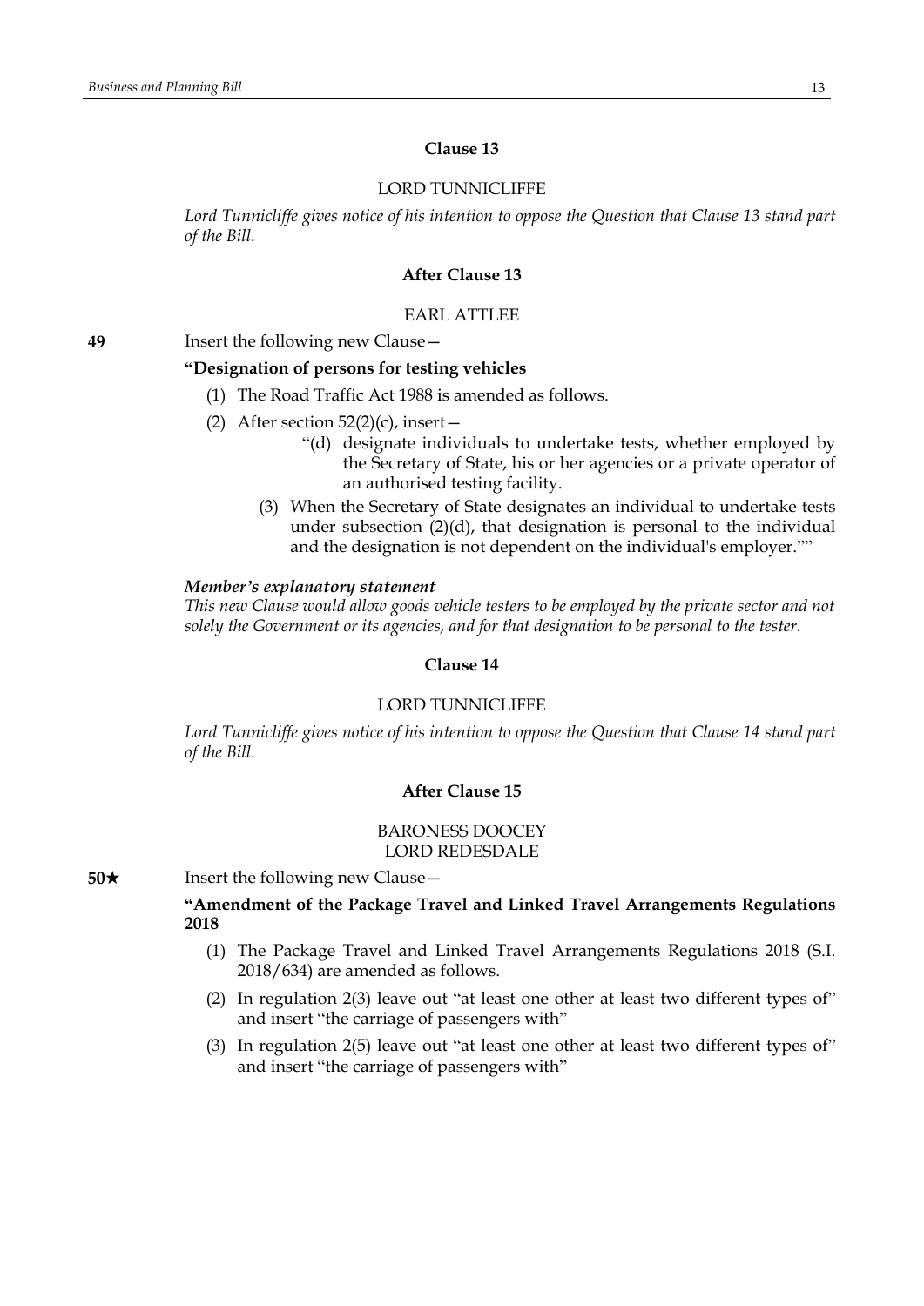### Clause 13

LORD TUNNICLIFFE

*Lord Tunnicliffe gives notice of his intention to oppose the Question that Clause 13 stand part of the Bill.*

### After Clause 13

EARL ATTLEE

**49** Insert the following new Clause—

**"Designation of persons for testing vehicles**

(1) The Road Traffic Act 1988 is amended as follows.

(2) After section 52(2)(c), insert—

"(d) designate individuals to undertake tests, whether employed by the Secretary of State, his or her agencies or a private operator of an authorised testing facility.

(3) When the Secretary of State designates an individual to undertake tests under subsection (2)(d), that designation is personal to the individual and the designation is not dependent on the individual's employer.""

***Member's explanatory statement***

*This new Clause would allow goods vehicle testers to be employed by the private sector and not solely the Government or its agencies, and for that designation to be personal to the tester.*

### Clause 14

LORD TUNNICLIFFE

*Lord Tunnicliffe gives notice of his intention to oppose the Question that Clause 14 stand part of the Bill.*

### After Clause 15

BARONESS DOOCEY
LORD REDESDALE

**50★** Insert the following new Clause—

**"Amendment of the Package Travel and Linked Travel Arrangements Regulations 2018**

(1) The Package Travel and Linked Travel Arrangements Regulations 2018 (S.I. 2018/634) are amended as follows.

(2) In regulation 2(3) leave out "at least one other at least two different types of" and insert "the carriage of passengers with"

(3) In regulation 2(5) leave out "at least one other at least two different types of" and insert "the carriage of passengers with"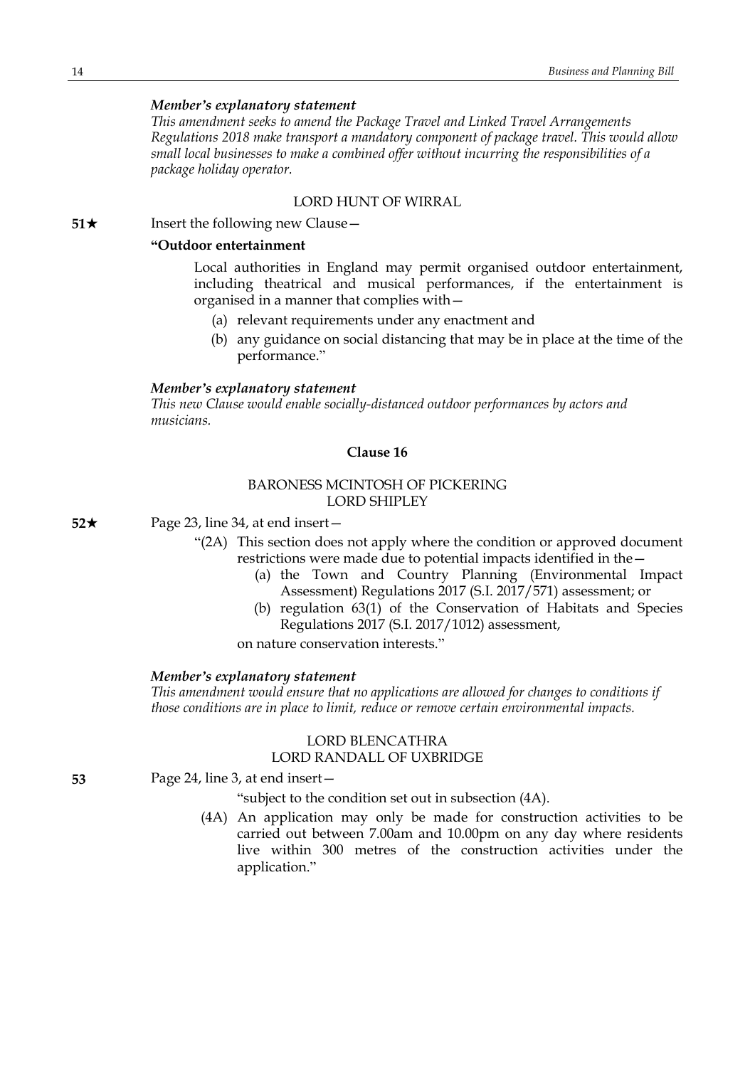*Member's explanatory statement*

*This amendment seeks to amend the Package Travel and Linked Travel Arrangements Regulations 2018 make transport a mandatory component of package travel. This would allow small local businesses to make a combined offer without incurring the responsibilities of a package holiday operator.*

LORD HUNT OF WIRRAL

**51★** Insert the following new Clause—

**"Outdoor entertainment**

Local authorities in England may permit organised outdoor entertainment, including theatrical and musical performances, if the entertainment is organised in a manner that complies with—

(a) relevant requirements under any enactment and

(b) any guidance on social distancing that may be in place at the time of the performance."

*Member's explanatory statement*

*This new Clause would enable socially-distanced outdoor performances by actors and musicians.*

**Clause 16**

BARONESS MCINTOSH OF PICKERING
LORD SHIPLEY

**52★** Page 23, line 34, at end insert—

"(2A) This section does not apply where the condition or approved document restrictions were made due to potential impacts identified in the—

(a) the Town and Country Planning (Environmental Impact Assessment) Regulations 2017 (S.I. 2017/571) assessment; or

(b) regulation 63(1) of the Conservation of Habitats and Species Regulations 2017 (S.I. 2017/1012) assessment,

on nature conservation interests."

*Member's explanatory statement*

*This amendment would ensure that no applications are allowed for changes to conditions if those conditions are in place to limit, reduce or remove certain environmental impacts.*

LORD BLENCATHRA
LORD RANDALL OF UXBRIDGE

**53** Page 24, line 3, at end insert—

"subject to the condition set out in subsection (4A).

(4A) An application may only be made for construction activities to be carried out between 7.00am and 10.00pm on any day where residents live within 300 metres of the construction activities under the application."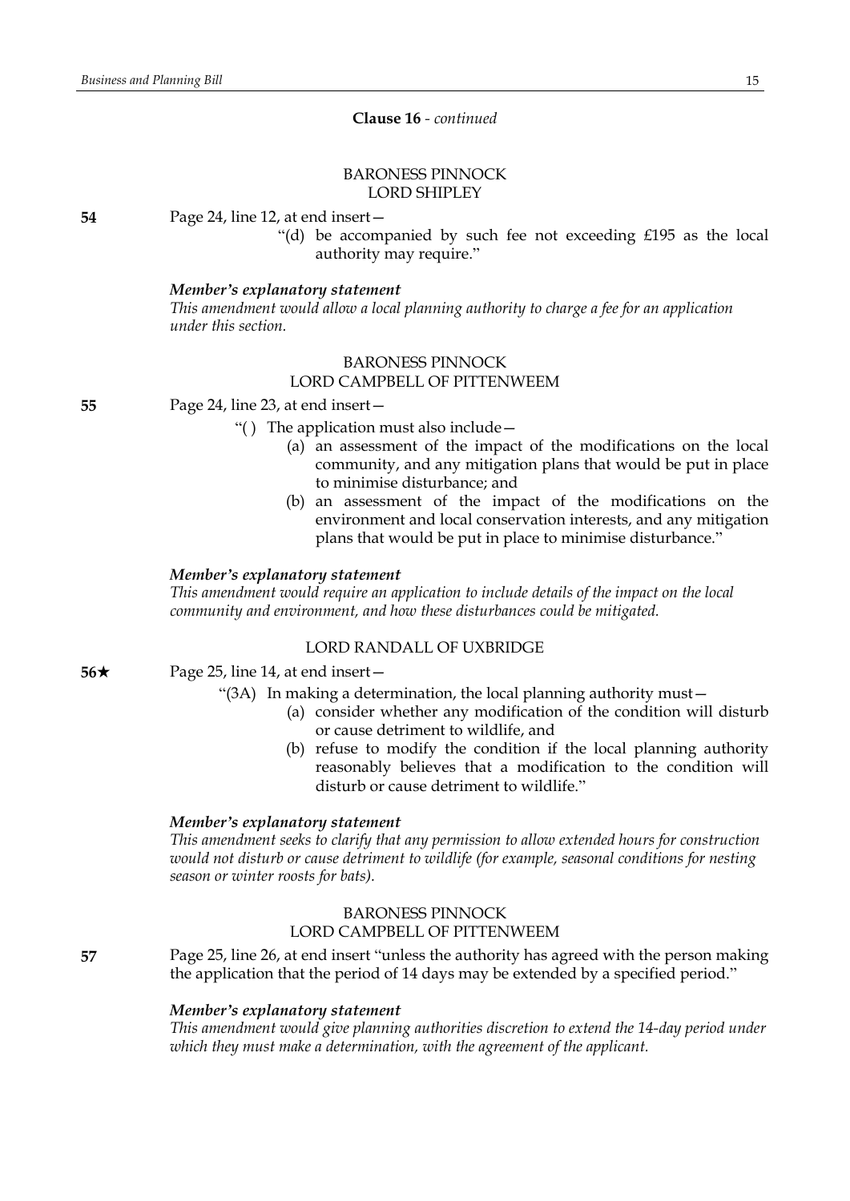**Clause 16** - *continued*

BARONESS PINNOCK
LORD SHIPLEY

**54** Page 24, line 12, at end insert—

"(d) be accompanied by such fee not exceeding £195 as the local authority may require."

***Member's explanatory statement***

*This amendment would allow a local planning authority to charge a fee for an application under this section.*

BARONESS PINNOCK
LORD CAMPBELL OF PITTENWEEM

**55** Page 24, line 23, at end insert—

"( ) The application must also include—

(a) an assessment of the impact of the modifications on the local community, and any mitigation plans that would be put in place to minimise disturbance; and

(b) an assessment of the impact of the modifications on the environment and local conservation interests, and any mitigation plans that would be put in place to minimise disturbance."

***Member's explanatory statement***

*This amendment would require an application to include details of the impact on the local community and environment, and how these disturbances could be mitigated.*

LORD RANDALL OF UXBRIDGE

**56★** Page 25, line 14, at end insert—

"(3A) In making a determination, the local planning authority must—

(a) consider whether any modification of the condition will disturb or cause detriment to wildlife, and

(b) refuse to modify the condition if the local planning authority reasonably believes that a modification to the condition will disturb or cause detriment to wildlife."

***Member's explanatory statement***

*This amendment seeks to clarify that any permission to allow extended hours for construction would not disturb or cause detriment to wildlife (for example, seasonal conditions for nesting season or winter roosts for bats).*

BARONESS PINNOCK
LORD CAMPBELL OF PITTENWEEM

**57** Page 25, line 26, at end insert "unless the authority has agreed with the person making the application that the period of 14 days may be extended by a specified period."

***Member's explanatory statement***

*This amendment would give planning authorities discretion to extend the 14-day period under which they must make a determination, with the agreement of the applicant.*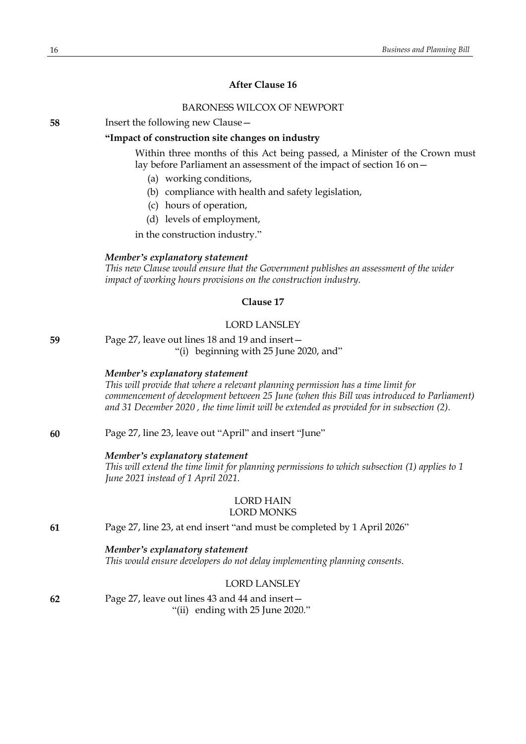### After Clause 16

BARONESS WILCOX OF NEWPORT

**58** Insert the following new Clause—

**"Impact of construction site changes on industry**

Within three months of this Act being passed, a Minister of the Crown must lay before Parliament an assessment of the impact of section 16 on—

(a) working conditions,

(b) compliance with health and safety legislation,

(c) hours of operation,

(d) levels of employment,

in the construction industry."

***Member's explanatory statement***

*This new Clause would ensure that the Government publishes an assessment of the wider impact of working hours provisions on the construction industry.*

### Clause 17

LORD LANSLEY

**59** Page 27, leave out lines 18 and 19 and insert—

"(i) beginning with 25 June 2020, and"

***Member's explanatory statement***

*This will provide that where a relevant planning permission has a time limit for commencement of development between 25 June (when this Bill was introduced to Parliament) and 31 December 2020 , the time limit will be extended as provided for in subsection (2).*

**60** Page 27, line 23, leave out "April" and insert "June"

***Member's explanatory statement***

*This will extend the time limit for planning permissions to which subsection (1) applies to 1 June 2021 instead of 1 April 2021.*

LORD HAIN
LORD MONKS

**61** Page 27, line 23, at end insert "and must be completed by 1 April 2026"

***Member's explanatory statement***

*This would ensure developers do not delay implementing planning consents.*

LORD LANSLEY

**62** Page 27, leave out lines 43 and 44 and insert—

"(ii) ending with 25 June 2020."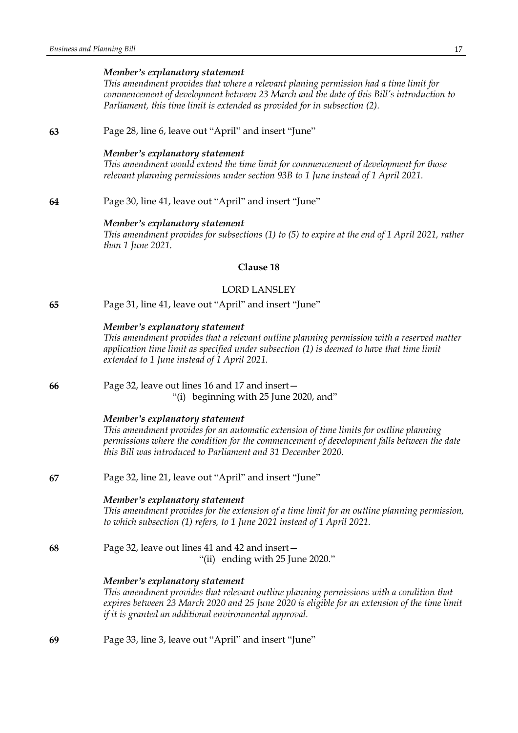*Member's explanatory statement*

*This amendment provides that where a relevant planing permission had a time limit for commencement of development between 23 March and the date of this Bill's introduction to Parliament, this time limit is extended as provided for in subsection (2).*

**63** Page 28, line 6, leave out "April" and insert "June"

*Member's explanatory statement*

*This amendment would extend the time limit for commencement of development for those relevant planning permissions under section 93B to 1 June instead of 1 April 2021.*

**64** Page 30, line 41, leave out "April" and insert "June"

*Member's explanatory statement*

*This amendment provides for subsections (1) to (5) to expire at the end of 1 April 2021, rather than 1 June 2021.*

## Clause 18

LORD LANSLEY

**65** Page 31, line 41, leave out "April" and insert "June"

*Member's explanatory statement*

*This amendment provides that a relevant outline planning permission with a reserved matter application time limit as specified under subsection (1) is deemed to have that time limit extended to 1 June instead of 1 April 2021.*

**66** Page 32, leave out lines 16 and 17 and insert—

"(i) beginning with 25 June 2020, and"

*Member's explanatory statement*

*This amendment provides for an automatic extension of time limits for outline planning permissions where the condition for the commencement of development falls between the date this Bill was introduced to Parliament and 31 December 2020.*

**67** Page 32, line 21, leave out "April" and insert "June"

*Member's explanatory statement*

*This amendment provides for the extension of a time limit for an outline planning permission, to which subsection (1) refers, to 1 June 2021 instead of 1 April 2021.*

**68** Page 32, leave out lines 41 and 42 and insert—

"(ii) ending with 25 June 2020."

*Member's explanatory statement*

*This amendment provides that relevant outline planning permissions with a condition that expires between 23 March 2020 and 25 June 2020 is eligible for an extension of the time limit if it is granted an additional environmental approval.*

**69** Page 33, line 3, leave out "April" and insert "June"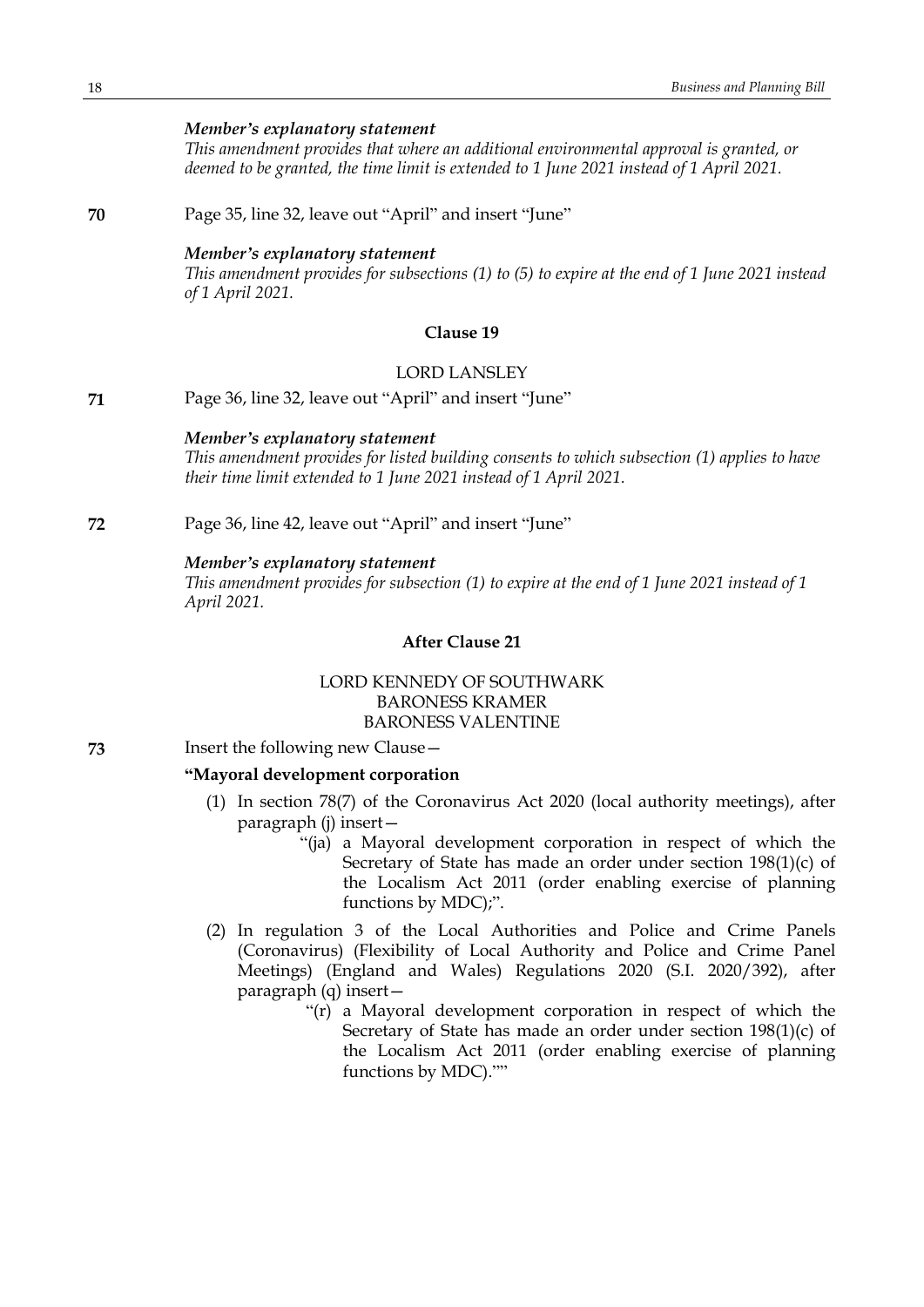*Member's explanatory statement*

*This amendment provides that where an additional environmental approval is granted, or deemed to be granted, the time limit is extended to 1 June 2021 instead of 1 April 2021.*

**70** Page 35, line 32, leave out "April" and insert "June"

*Member's explanatory statement*

*This amendment provides for subsections (1) to (5) to expire at the end of 1 June 2021 instead of 1 April 2021.*

**Clause 19**

LORD LANSLEY

**71** Page 36, line 32, leave out "April" and insert "June"

*Member's explanatory statement*

*This amendment provides for listed building consents to which subsection (1) applies to have their time limit extended to 1 June 2021 instead of 1 April 2021.*

**72** Page 36, line 42, leave out "April" and insert "June"

*Member's explanatory statement*

*This amendment provides for subsection (1) to expire at the end of 1 June 2021 instead of 1 April 2021.*

**After Clause 21**

LORD KENNEDY OF SOUTHWARK
BARONESS KRAMER
BARONESS VALENTINE

**73** Insert the following new Clause—

**"Mayoral development corporation**

(1) In section 78(7) of the Coronavirus Act 2020 (local authority meetings), after paragraph (j) insert—

"(ja) a Mayoral development corporation in respect of which the Secretary of State has made an order under section 198(1)(c) of the Localism Act 2011 (order enabling exercise of planning functions by MDC);".

(2) In regulation 3 of the Local Authorities and Police and Crime Panels (Coronavirus) (Flexibility of Local Authority and Police and Crime Panel Meetings) (England and Wales) Regulations 2020 (S.I. 2020/392), after paragraph (q) insert—

"(r) a Mayoral development corporation in respect of which the Secretary of State has made an order under section 198(1)(c) of the Localism Act 2011 (order enabling exercise of planning functions by MDC).""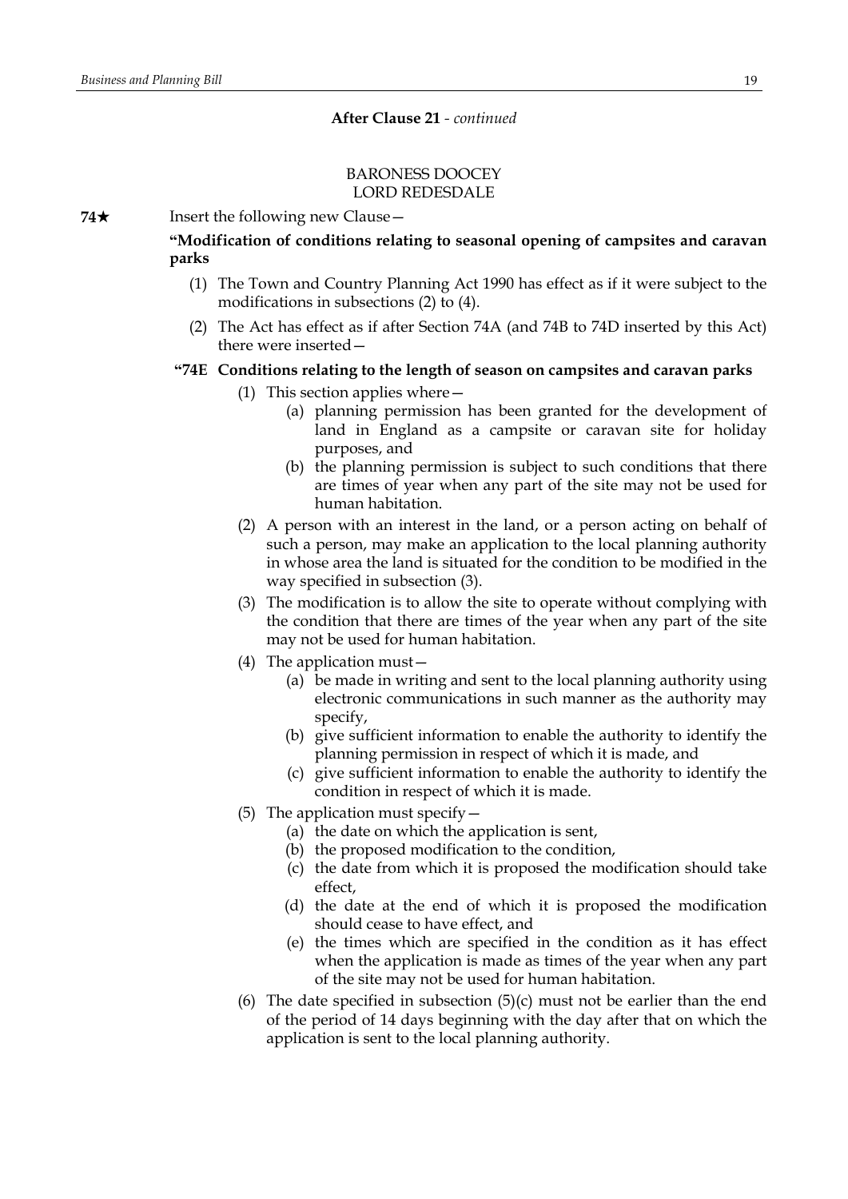**After Clause 21** - *continued*

BARONESS DOOCEY
LORD REDESDALE

**74★** Insert the following new Clause—

**"Modification of conditions relating to seasonal opening of campsites and caravan parks**

(1) The Town and Country Planning Act 1990 has effect as if it were subject to the modifications in subsections (2) to (4).

(2) The Act has effect as if after Section 74A (and 74B to 74D inserted by this Act) there were inserted—

**"74E Conditions relating to the length of season on campsites and caravan parks**

(1) This section applies where—

(a) planning permission has been granted for the development of land in England as a campsite or caravan site for holiday purposes, and

(b) the planning permission is subject to such conditions that there are times of year when any part of the site may not be used for human habitation.

(2) A person with an interest in the land, or a person acting on behalf of such a person, may make an application to the local planning authority in whose area the land is situated for the condition to be modified in the way specified in subsection (3).

(3) The modification is to allow the site to operate without complying with the condition that there are times of the year when any part of the site may not be used for human habitation.

(4) The application must—

(a) be made in writing and sent to the local planning authority using electronic communications in such manner as the authority may specify,

(b) give sufficient information to enable the authority to identify the planning permission in respect of which it is made, and

(c) give sufficient information to enable the authority to identify the condition in respect of which it is made.

(5) The application must specify—

(a) the date on which the application is sent,

(b) the proposed modification to the condition,

(c) the date from which it is proposed the modification should take effect,

(d) the date at the end of which it is proposed the modification should cease to have effect, and

(e) the times which are specified in the condition as it has effect when the application is made as times of the year when any part of the site may not be used for human habitation.

(6) The date specified in subsection (5)(c) must not be earlier than the end of the period of 14 days beginning with the day after that on which the application is sent to the local planning authority.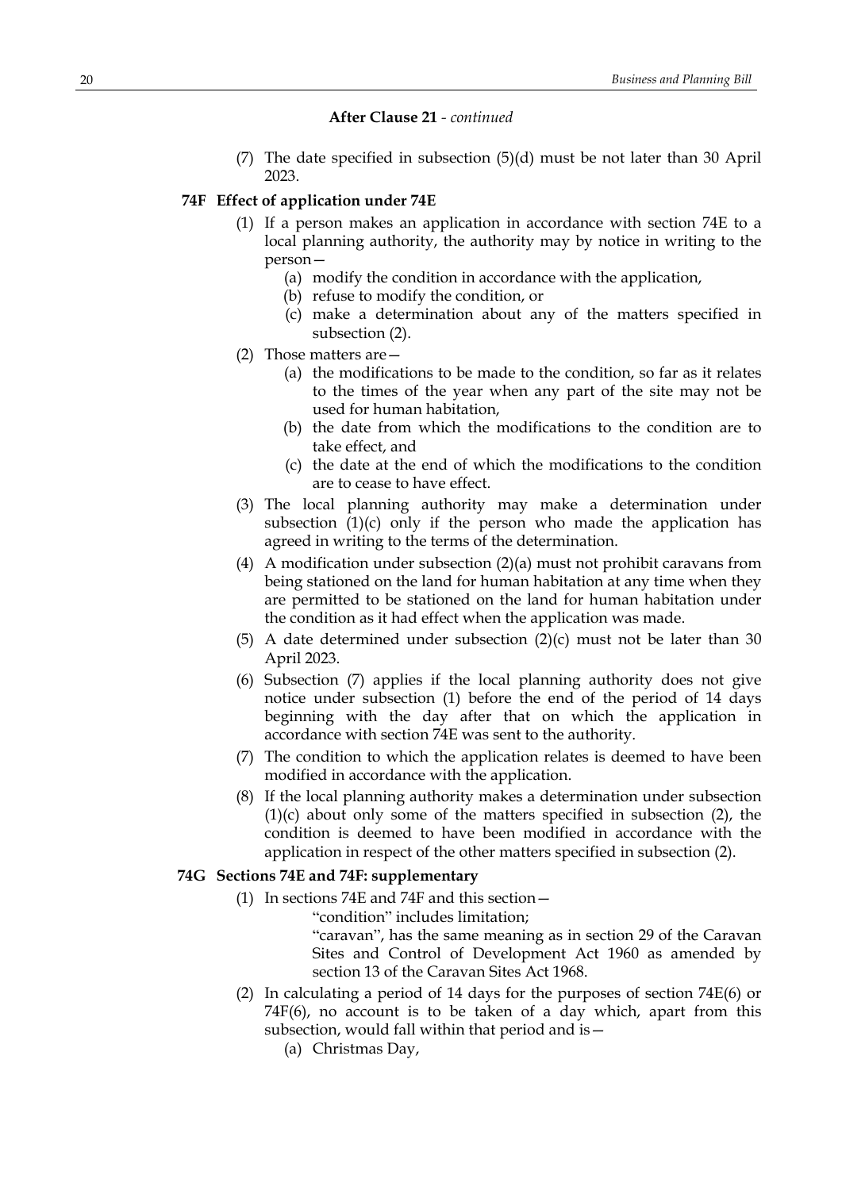**After Clause 21** - *continued*

(7) The date specified in subsection (5)(d) must be not later than 30 April 2023.

**74F Effect of application under 74E**

(1) If a person makes an application in accordance with section 74E to a local planning authority, the authority may by notice in writing to the person—

(a) modify the condition in accordance with the application,

(b) refuse to modify the condition, or

(c) make a determination about any of the matters specified in subsection (2).

(2) Those matters are—

(a) the modifications to be made to the condition, so far as it relates to the times of the year when any part of the site may not be used for human habitation,

(b) the date from which the modifications to the condition are to take effect, and

(c) the date at the end of which the modifications to the condition are to cease to have effect.

(3) The local planning authority may make a determination under subsection (1)(c) only if the person who made the application has agreed in writing to the terms of the determination.

(4) A modification under subsection (2)(a) must not prohibit caravans from being stationed on the land for human habitation at any time when they are permitted to be stationed on the land for human habitation under the condition as it had effect when the application was made.

(5) A date determined under subsection (2)(c) must not be later than 30 April 2023.

(6) Subsection (7) applies if the local planning authority does not give notice under subsection (1) before the end of the period of 14 days beginning with the day after that on which the application in accordance with section 74E was sent to the authority.

(7) The condition to which the application relates is deemed to have been modified in accordance with the application.

(8) If the local planning authority makes a determination under subsection (1)(c) about only some of the matters specified in subsection (2), the condition is deemed to have been modified in accordance with the application in respect of the other matters specified in subsection (2).

**74G Sections 74E and 74F: supplementary**

(1) In sections 74E and 74F and this section—

"condition" includes limitation;

"caravan", has the same meaning as in section 29 of the Caravan Sites and Control of Development Act 1960 as amended by section 13 of the Caravan Sites Act 1968.

(2) In calculating a period of 14 days for the purposes of section 74E(6) or 74F(6), no account is to be taken of a day which, apart from this subsection, would fall within that period and is—

(a) Christmas Day,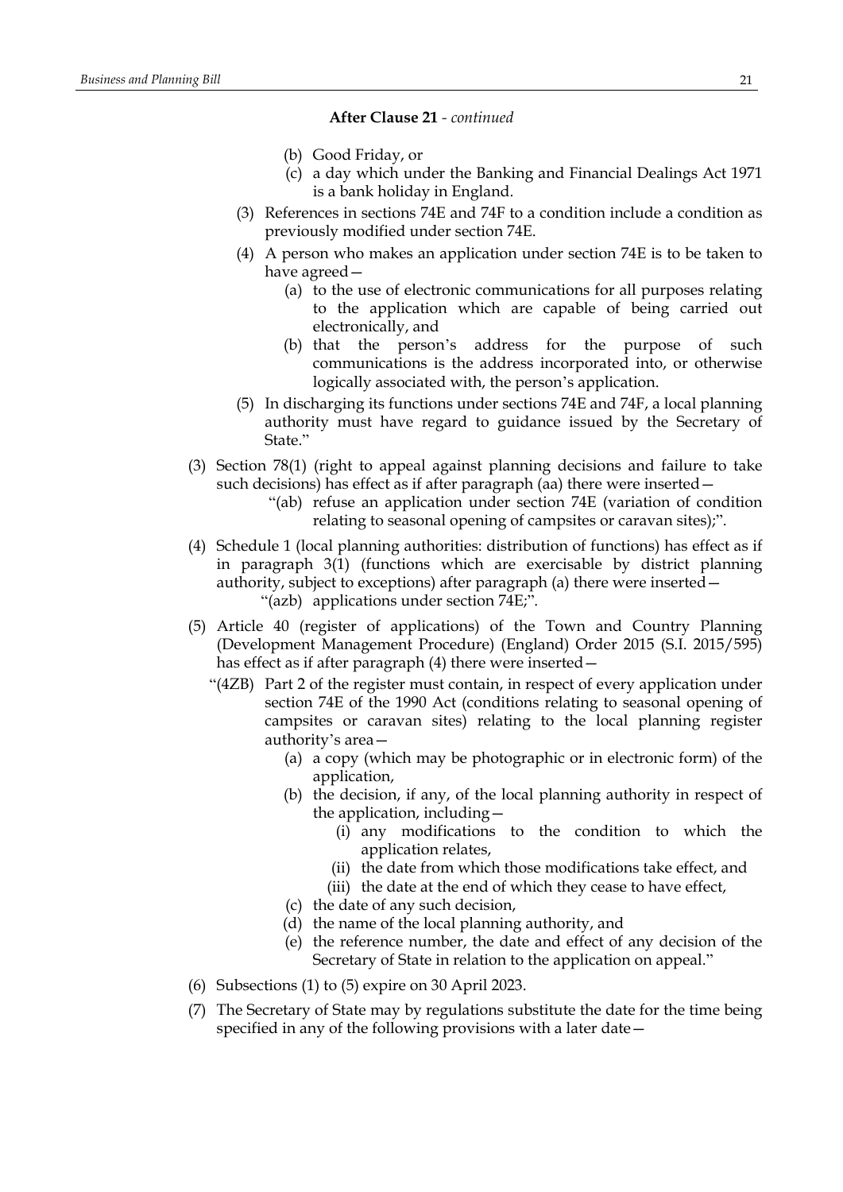**After Clause 21** - *continued*

(b) Good Friday, or

(c) a day which under the Banking and Financial Dealings Act 1971 is a bank holiday in England.

(3) References in sections 74E and 74F to a condition include a condition as previously modified under section 74E.

(4) A person who makes an application under section 74E is to be taken to have agreed—

(a) to the use of electronic communications for all purposes relating to the application which are capable of being carried out electronically, and

(b) that the person's address for the purpose of such communications is the address incorporated into, or otherwise logically associated with, the person's application.

(5) In discharging its functions under sections 74E and 74F, a local planning authority must have regard to guidance issued by the Secretary of State."

(3) Section 78(1) (right to appeal against planning decisions and failure to take such decisions) has effect as if after paragraph (aa) there were inserted—

"(ab) refuse an application under section 74E (variation of condition relating to seasonal opening of campsites or caravan sites);".

(4) Schedule 1 (local planning authorities: distribution of functions) has effect as if in paragraph 3(1) (functions which are exercisable by district planning authority, subject to exceptions) after paragraph (a) there were inserted—

"(azb) applications under section 74E;".

(5) Article 40 (register of applications) of the Town and Country Planning (Development Management Procedure) (England) Order 2015 (S.I. 2015/595) has effect as if after paragraph (4) there were inserted—

"(4ZB) Part 2 of the register must contain, in respect of every application under section 74E of the 1990 Act (conditions relating to seasonal opening of campsites or caravan sites) relating to the local planning register authority's area—

(a) a copy (which may be photographic or in electronic form) of the application,

(b) the decision, if any, of the local planning authority in respect of the application, including—

(i) any modifications to the condition to which the application relates,

(ii) the date from which those modifications take effect, and

(iii) the date at the end of which they cease to have effect,

(c) the date of any such decision,

(d) the name of the local planning authority, and

(e) the reference number, the date and effect of any decision of the Secretary of State in relation to the application on appeal."

(6) Subsections (1) to (5) expire on 30 April 2023.

(7) The Secretary of State may by regulations substitute the date for the time being specified in any of the following provisions with a later date—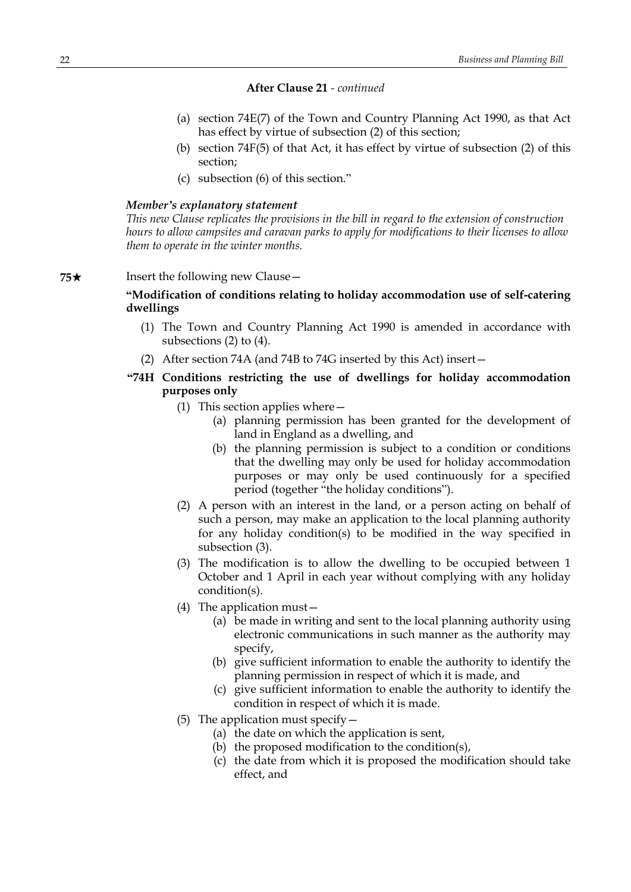**After Clause 21** - *continued*

(a) section 74E(7) of the Town and Country Planning Act 1990, as that Act has effect by virtue of subsection (2) of this section;

(b) section 74F(5) of that Act, it has effect by virtue of subsection (2) of this section;

(c) subsection (6) of this section."

***Member's explanatory statement***

*This new Clause replicates the provisions in the bill in regard to the extension of construction hours to allow campsites and caravan parks to apply for modifications to their licenses to allow them to operate in the winter months.*

**75★** Insert the following new Clause—

**"Modification of conditions relating to holiday accommodation use of self-catering dwellings**

(1) The Town and Country Planning Act 1990 is amended in accordance with subsections (2) to (4).

(2) After section 74A (and 74B to 74G inserted by this Act) insert—

**"74H Conditions restricting the use of dwellings for holiday accommodation purposes only**

(1) This section applies where—

(a) planning permission has been granted for the development of land in England as a dwelling, and

(b) the planning permission is subject to a condition or conditions that the dwelling may only be used for holiday accommodation purposes or may only be used continuously for a specified period (together "the holiday conditions").

(2) A person with an interest in the land, or a person acting on behalf of such a person, may make an application to the local planning authority for any holiday condition(s) to be modified in the way specified in subsection (3).

(3) The modification is to allow the dwelling to be occupied between 1 October and 1 April in each year without complying with any holiday condition(s).

(4) The application must—

(a) be made in writing and sent to the local planning authority using electronic communications in such manner as the authority may specify,

(b) give sufficient information to enable the authority to identify the planning permission in respect of which it is made, and

(c) give sufficient information to enable the authority to identify the condition in respect of which it is made.

(5) The application must specify—

(a) the date on which the application is sent,

(b) the proposed modification to the condition(s),

(c) the date from which it is proposed the modification should take effect, and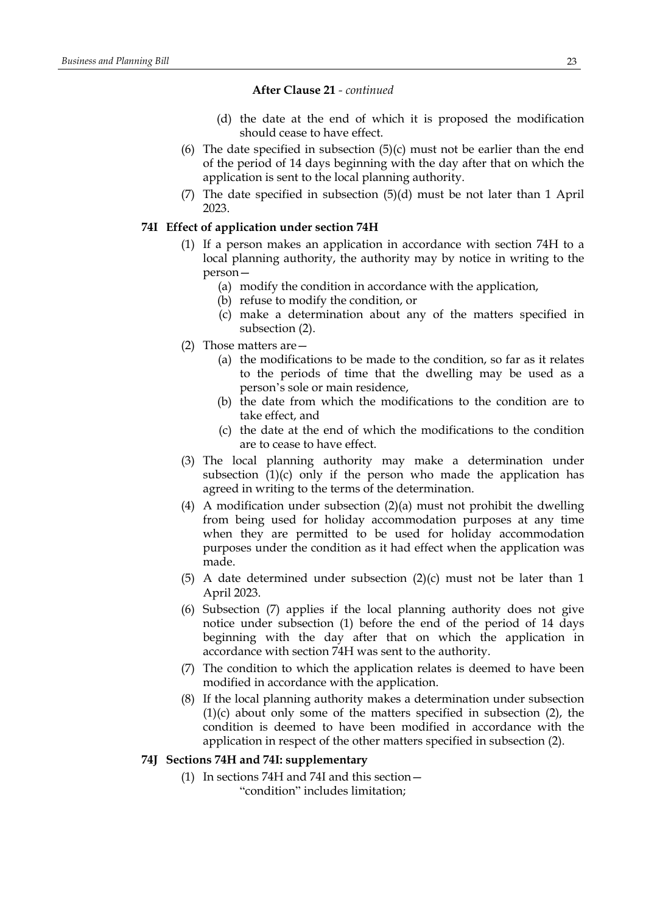**After Clause 21** - *continued*

(d) the date at the end of which it is proposed the modification should cease to have effect.

(6) The date specified in subsection (5)(c) must not be earlier than the end of the period of 14 days beginning with the day after that on which the application is sent to the local planning authority.

(7) The date specified in subsection (5)(d) must be not later than 1 April 2023.

### 74I Effect of application under section 74H

(1) If a person makes an application in accordance with section 74H to a local planning authority, the authority may by notice in writing to the person—

(a) modify the condition in accordance with the application,

(b) refuse to modify the condition, or

(c) make a determination about any of the matters specified in subsection (2).

(2) Those matters are—

(a) the modifications to be made to the condition, so far as it relates to the periods of time that the dwelling may be used as a person's sole or main residence,

(b) the date from which the modifications to the condition are to take effect, and

(c) the date at the end of which the modifications to the condition are to cease to have effect.

(3) The local planning authority may make a determination under subsection (1)(c) only if the person who made the application has agreed in writing to the terms of the determination.

(4) A modification under subsection (2)(a) must not prohibit the dwelling from being used for holiday accommodation purposes at any time when they are permitted to be used for holiday accommodation purposes under the condition as it had effect when the application was made.

(5) A date determined under subsection (2)(c) must not be later than 1 April 2023.

(6) Subsection (7) applies if the local planning authority does not give notice under subsection (1) before the end of the period of 14 days beginning with the day after that on which the application in accordance with section 74H was sent to the authority.

(7) The condition to which the application relates is deemed to have been modified in accordance with the application.

(8) If the local planning authority makes a determination under subsection (1)(c) about only some of the matters specified in subsection (2), the condition is deemed to have been modified in accordance with the application in respect of the other matters specified in subsection (2).

### 74J Sections 74H and 74I: supplementary

(1) In sections 74H and 74I and this section—

"condition" includes limitation;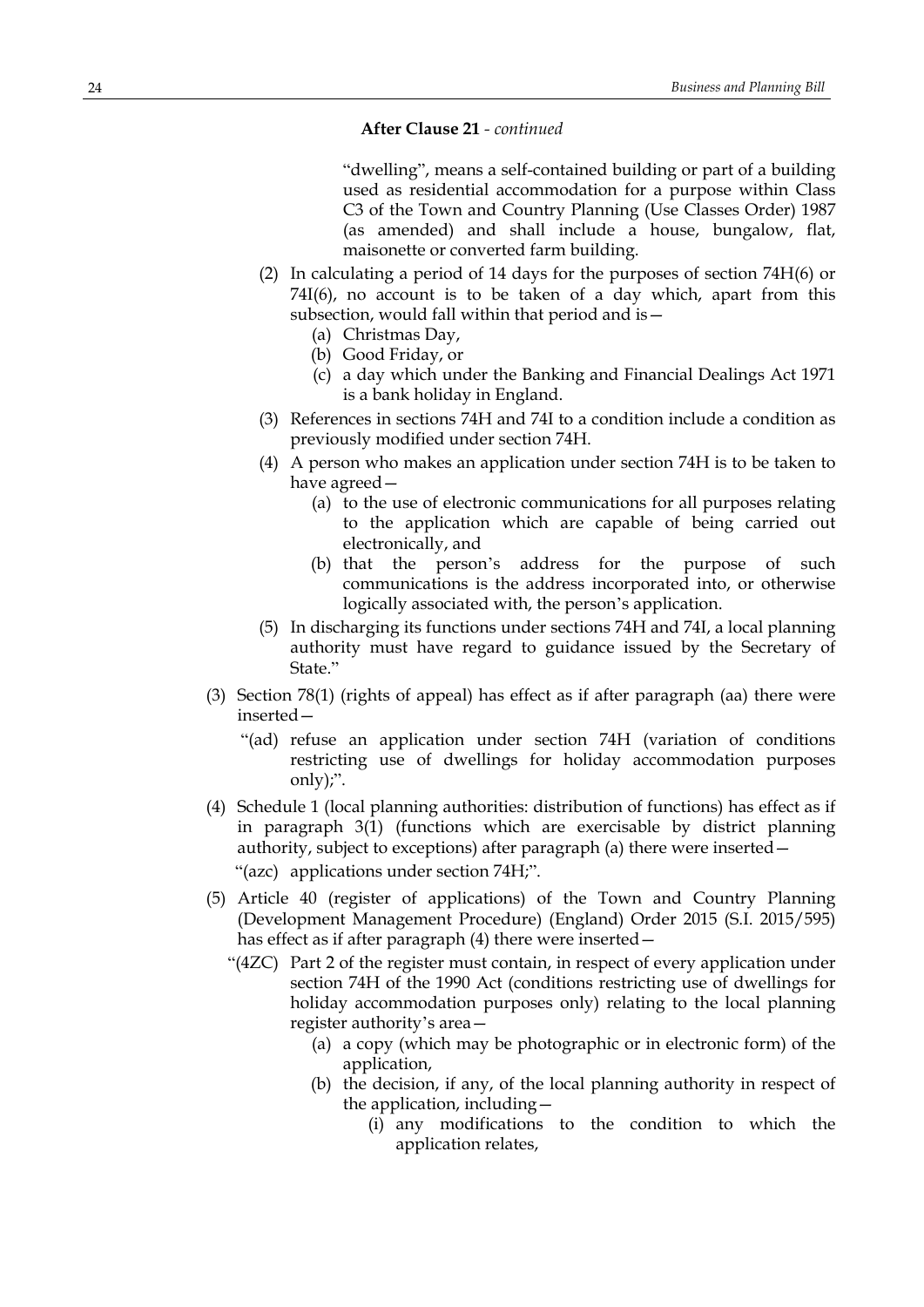**After Clause 21** - *continued*

"dwelling", means a self-contained building or part of a building used as residential accommodation for a purpose within Class C3 of the Town and Country Planning (Use Classes Order) 1987 (as amended) and shall include a house, bungalow, flat, maisonette or converted farm building.

(2) In calculating a period of 14 days for the purposes of section 74H(6) or 74I(6), no account is to be taken of a day which, apart from this subsection, would fall within that period and is—

(a) Christmas Day,

(b) Good Friday, or

(c) a day which under the Banking and Financial Dealings Act 1971 is a bank holiday in England.

(3) References in sections 74H and 74I to a condition include a condition as previously modified under section 74H.

(4) A person who makes an application under section 74H is to be taken to have agreed—

(a) to the use of electronic communications for all purposes relating to the application which are capable of being carried out electronically, and

(b) that the person's address for the purpose of such communications is the address incorporated into, or otherwise logically associated with, the person's application.

(5) In discharging its functions under sections 74H and 74I, a local planning authority must have regard to guidance issued by the Secretary of State."

(3) Section 78(1) (rights of appeal) has effect as if after paragraph (aa) there were inserted—

"(ad) refuse an application under section 74H (variation of conditions restricting use of dwellings for holiday accommodation purposes only);".

(4) Schedule 1 (local planning authorities: distribution of functions) has effect as if in paragraph 3(1) (functions which are exercisable by district planning authority, subject to exceptions) after paragraph (a) there were inserted—

"(azc) applications under section 74H;".

(5) Article 40 (register of applications) of the Town and Country Planning (Development Management Procedure) (England) Order 2015 (S.I. 2015/595) has effect as if after paragraph (4) there were inserted—

"(4ZC) Part 2 of the register must contain, in respect of every application under section 74H of the 1990 Act (conditions restricting use of dwellings for holiday accommodation purposes only) relating to the local planning register authority's area—

(a) a copy (which may be photographic or in electronic form) of the application,

(b) the decision, if any, of the local planning authority in respect of the application, including—

(i) any modifications to the condition to which the application relates,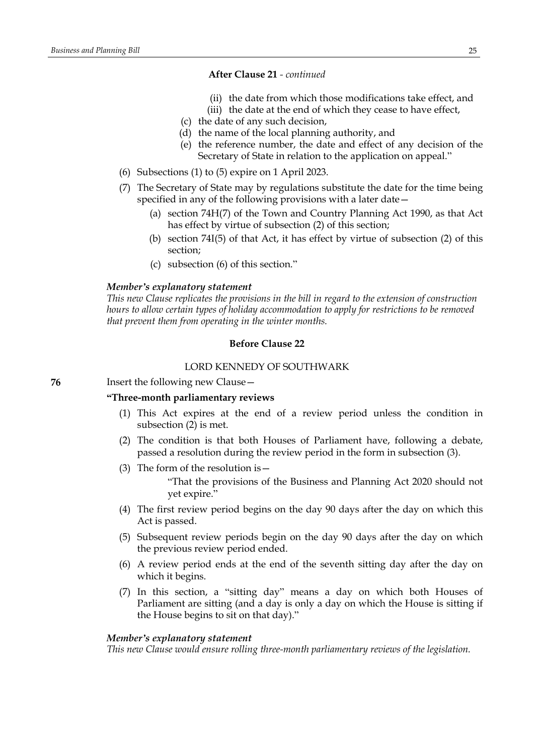**After Clause 21** - *continued*

(ii) the date from which those modifications take effect, and

(iii) the date at the end of which they cease to have effect,

(c) the date of any such decision,

(d) the name of the local planning authority, and

(e) the reference number, the date and effect of any decision of the Secretary of State in relation to the application on appeal."

(6) Subsections (1) to (5) expire on 1 April 2023.

(7) The Secretary of State may by regulations substitute the date for the time being specified in any of the following provisions with a later date—

(a) section 74H(7) of the Town and Country Planning Act 1990, as that Act has effect by virtue of subsection (2) of this section;

(b) section 74I(5) of that Act, it has effect by virtue of subsection (2) of this section;

(c) subsection (6) of this section."

***Member's explanatory statement***

*This new Clause replicates the provisions in the bill in regard to the extension of construction hours to allow certain types of holiday accommodation to apply for restrictions to be removed that prevent them from operating in the winter months.*

**Before Clause 22**

LORD KENNEDY OF SOUTHWARK

**76** Insert the following new Clause—

**"Three-month parliamentary reviews**

(1) This Act expires at the end of a review period unless the condition in subsection (2) is met.

(2) The condition is that both Houses of Parliament have, following a debate, passed a resolution during the review period in the form in subsection (3).

(3) The form of the resolution is—

"That the provisions of the Business and Planning Act 2020 should not yet expire."

(4) The first review period begins on the day 90 days after the day on which this Act is passed.

(5) Subsequent review periods begin on the day 90 days after the day on which the previous review period ended.

(6) A review period ends at the end of the seventh sitting day after the day on which it begins.

(7) In this section, a "sitting day" means a day on which both Houses of Parliament are sitting (and a day is only a day on which the House is sitting if the House begins to sit on that day)."

***Member's explanatory statement***

*This new Clause would ensure rolling three-month parliamentary reviews of the legislation.*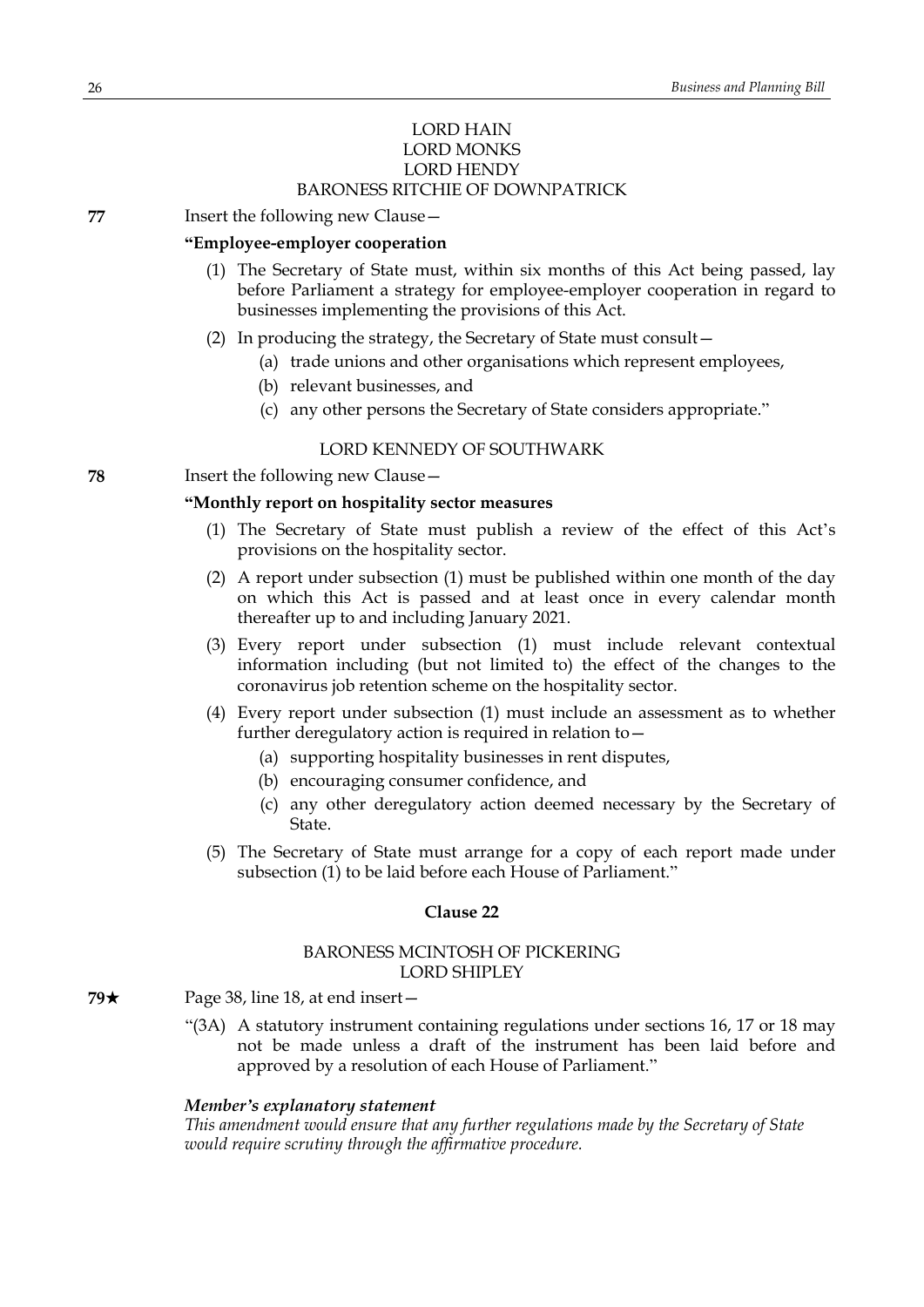LORD HAIN
LORD MONKS
LORD HENDY
BARONESS RITCHIE OF DOWNPATRICK

**77** Insert the following new Clause—

**"Employee-employer cooperation**

(1) The Secretary of State must, within six months of this Act being passed, lay before Parliament a strategy for employee-employer cooperation in regard to businesses implementing the provisions of this Act.

(2) In producing the strategy, the Secretary of State must consult—

(a) trade unions and other organisations which represent employees,

(b) relevant businesses, and

(c) any other persons the Secretary of State considers appropriate."

LORD KENNEDY OF SOUTHWARK

**78** Insert the following new Clause—

**"Monthly report on hospitality sector measures**

(1) The Secretary of State must publish a review of the effect of this Act's provisions on the hospitality sector.

(2) A report under subsection (1) must be published within one month of the day on which this Act is passed and at least once in every calendar month thereafter up to and including January 2021.

(3) Every report under subsection (1) must include relevant contextual information including (but not limited to) the effect of the changes to the coronavirus job retention scheme on the hospitality sector.

(4) Every report under subsection (1) must include an assessment as to whether further deregulatory action is required in relation to—

(a) supporting hospitality businesses in rent disputes,

(b) encouraging consumer confidence, and

(c) any other deregulatory action deemed necessary by the Secretary of State.

(5) The Secretary of State must arrange for a copy of each report made under subsection (1) to be laid before each House of Parliament."

**Clause 22**

BARONESS MCINTOSH OF PICKERING
LORD SHIPLEY

**79★** Page 38, line 18, at end insert—

"(3A) A statutory instrument containing regulations under sections 16, 17 or 18 may not be made unless a draft of the instrument has been laid before and approved by a resolution of each House of Parliament."

***Member's explanatory statement***

*This amendment would ensure that any further regulations made by the Secretary of State would require scrutiny through the affirmative procedure.*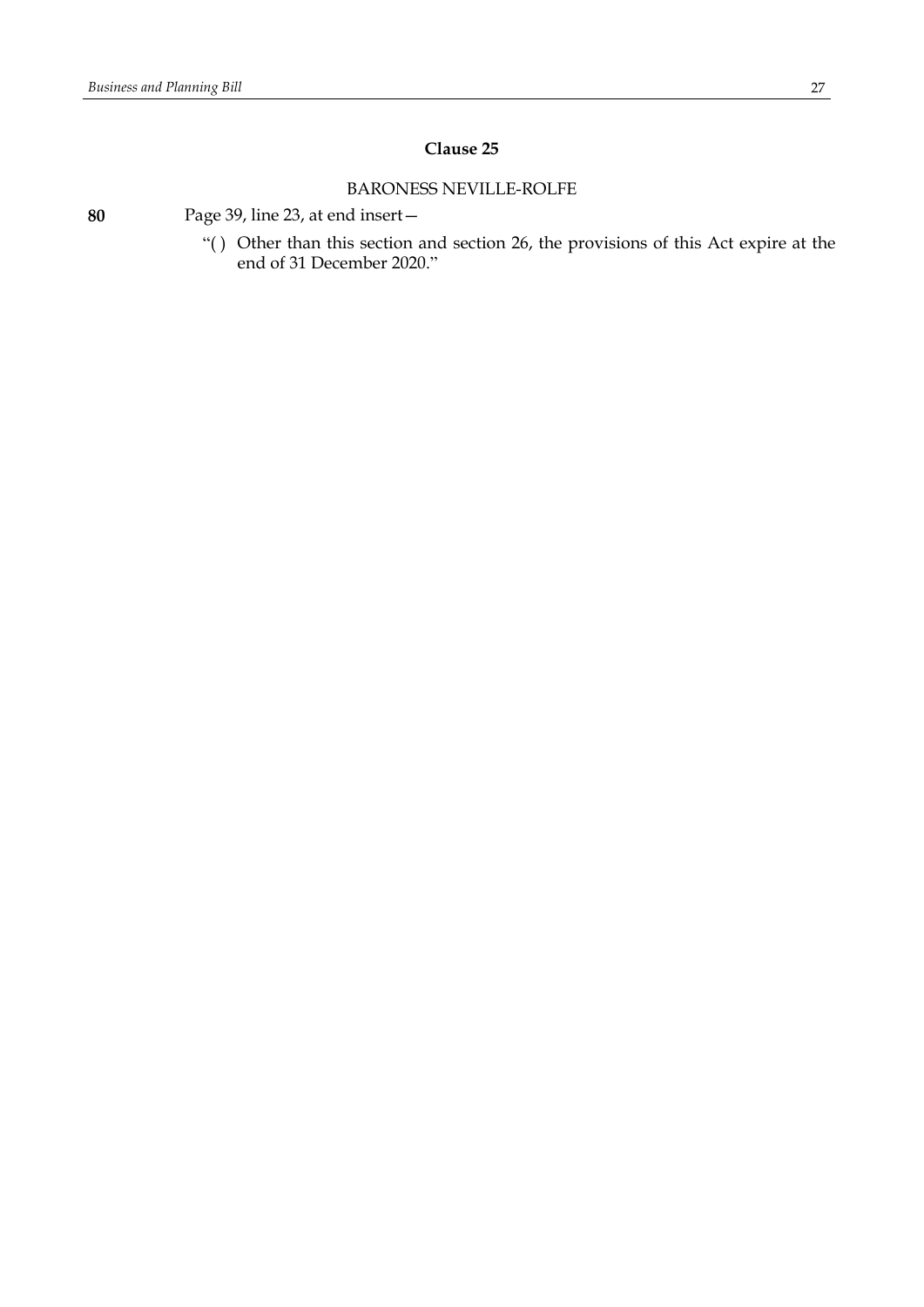## Clause 25

BARONESS NEVILLE-ROLFE

**80** Page 39, line 23, at end insert—

"( ) Other than this section and section 26, the provisions of this Act expire at the end of 31 December 2020."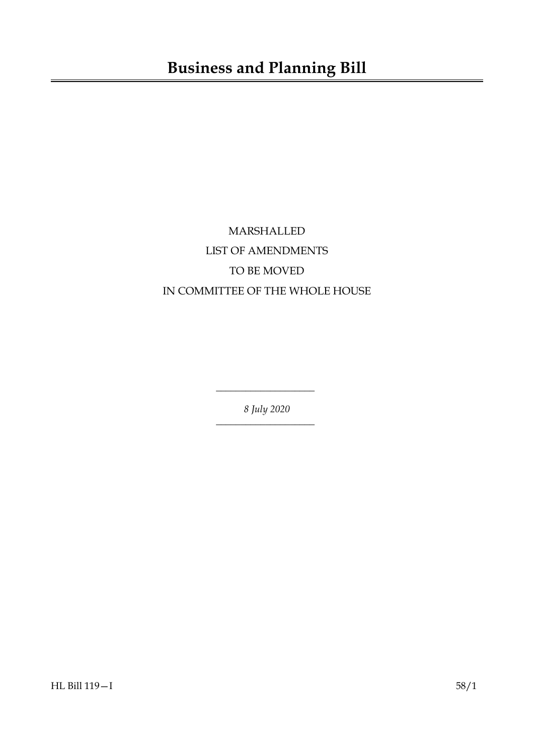# Business and Planning Bill

MARSHALLED

LIST OF AMENDMENTS

TO BE MOVED

IN COMMITTEE OF THE WHOLE HOUSE

---

*8 July 2020*

---

HL Bill 119—I

58/1